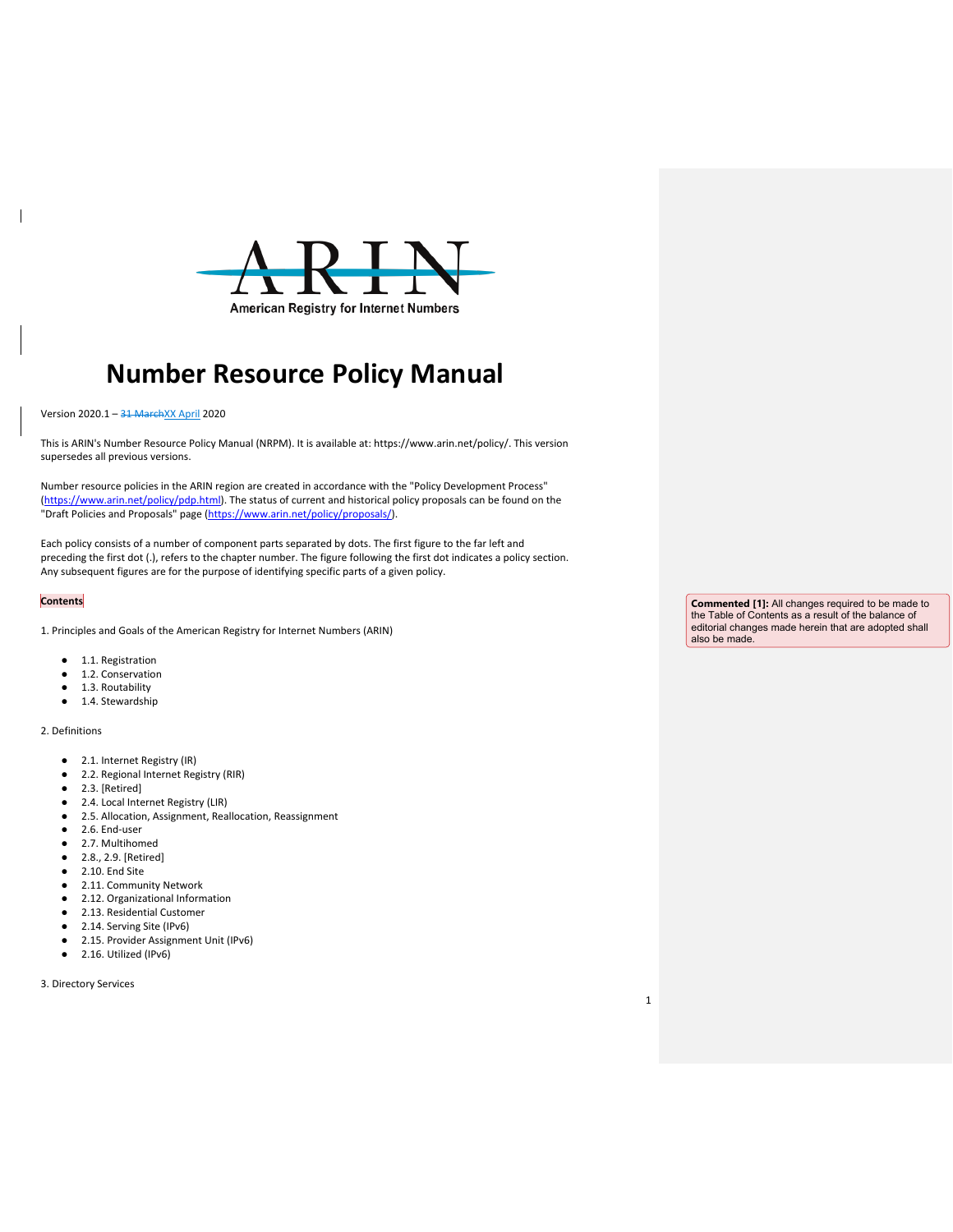# Number Resource Policy Manual

Version 2020.1 – ~~31 March~~XX April 2020

This is ARIN's Number Resource Policy Manual (NRPM). It is available at: https://www.arin.net/policy/. This version supersedes all previous versions.

Number resource policies in the ARIN region are created in accordance with the "Policy Development Process" (https://www.arin.net/policy/pdp.html). The status of current and historical policy proposals can be found on the "Draft Policies and Proposals" page (https://www.arin.net/policy/proposals/).

Each policy consists of a number of component parts separated by dots. The first figure to the far left and preceding the first dot (.), refers to the chapter number. The figure following the first dot indicates a policy section. Any subsequent figures are for the purpose of identifying specific parts of a given policy.

**Contents**

> **Commented [1]:** All changes required to be made to the Table of Contents as a result of the balance of editorial changes made herein that are adopted shall also be made.

1. Principles and Goals of the American Registry for Internet Numbers (ARIN)

- 1.1. Registration
- 1.2. Conservation
- 1.3. Routability
- 1.4. Stewardship

2. Definitions

- 2.1. Internet Registry (IR)
- 2.2. Regional Internet Registry (RIR)
- 2.3. [Retired]
- 2.4. Local Internet Registry (LIR)
- 2.5. Allocation, Assignment, Reallocation, Reassignment
- 2.6. End-user
- 2.7. Multihomed
- 2.8., 2.9. [Retired]
- 2.10. End Site
- 2.11. Community Network
- 2.12. Organizational Information
- 2.13. Residential Customer
- 2.14. Serving Site (IPv6)
- 2.15. Provider Assignment Unit (IPv6)
- 2.16. Utilized (IPv6)

3. Directory Services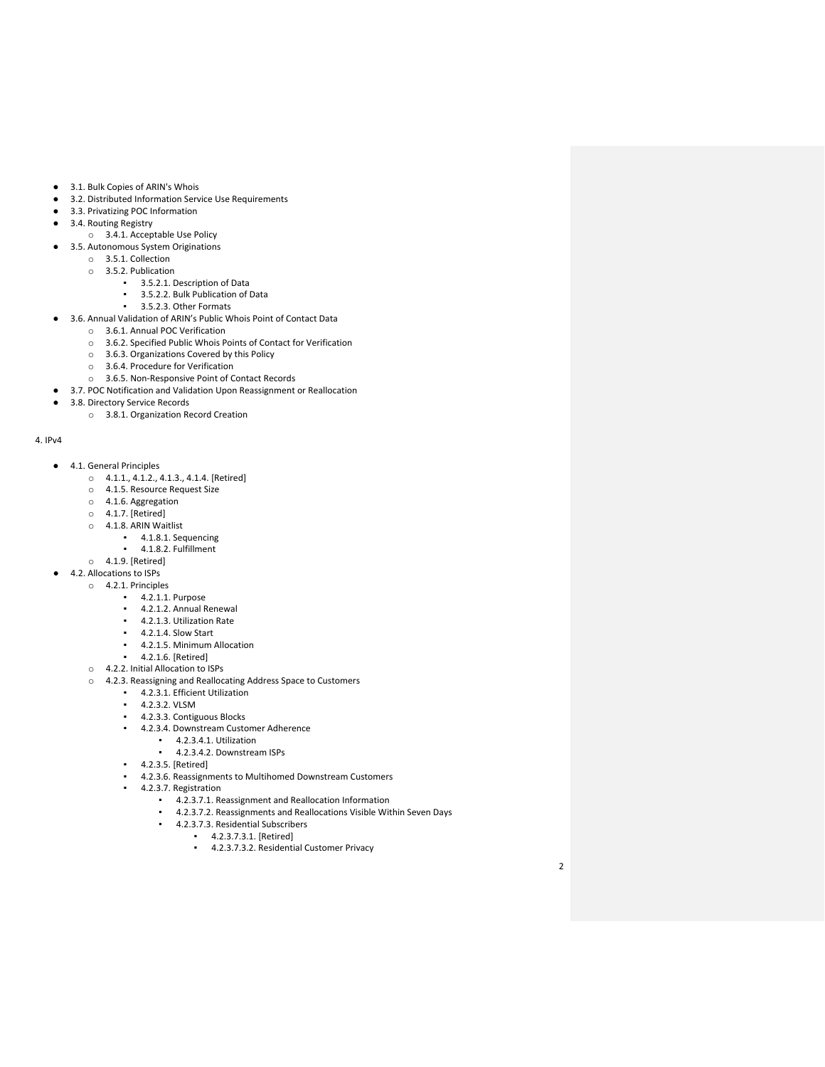- 3.1. Bulk Copies of ARIN's Whois
- 3.2. Distributed Information Service Use Requirements
- 3.3. Privatizing POC Information
- 3.4. Routing Registry
  - 3.4.1. Acceptable Use Policy
- 3.5. Autonomous System Originations
  - 3.5.1. Collection
  - 3.5.2. Publication
    - 3.5.2.1. Description of Data
    - 3.5.2.2. Bulk Publication of Data
    - 3.5.2.3. Other Formats
- 3.6. Annual Validation of ARIN's Public Whois Point of Contact Data
  - 3.6.1. Annual POC Verification
  - 3.6.2. Specified Public Whois Points of Contact for Verification
  - 3.6.3. Organizations Covered by this Policy
  - 3.6.4. Procedure for Verification
  - 3.6.5. Non-Responsive Point of Contact Records
- 3.7. POC Notification and Validation Upon Reassignment or Reallocation
- 3.8. Directory Service Records
  - 3.8.1. Organization Record Creation

4. IPv4

- 4.1. General Principles
  - 4.1.1., 4.1.2., 4.1.3., 4.1.4. [Retired]
  - 4.1.5. Resource Request Size
  - 4.1.6. Aggregation
  - 4.1.7. [Retired]
  - 4.1.8. ARIN Waitlist
    - 4.1.8.1. Sequencing
    - 4.1.8.2. Fulfillment
  - 4.1.9. [Retired]
- 4.2. Allocations to ISPs
  - 4.2.1. Principles
    - 4.2.1.1. Purpose
    - 4.2.1.2. Annual Renewal
    - 4.2.1.3. Utilization Rate
    - 4.2.1.4. Slow Start
    - 4.2.1.5. Minimum Allocation
    - 4.2.1.6. [Retired]
  - 4.2.2. Initial Allocation to ISPs
  - 4.2.3. Reassigning and Reallocating Address Space to Customers
    - 4.2.3.1. Efficient Utilization
    - 4.2.3.2. VLSM
    - 4.2.3.3. Contiguous Blocks
    - 4.2.3.4. Downstream Customer Adherence
      - 4.2.3.4.1. Utilization
      - 4.2.3.4.2. Downstream ISPs
    - 4.2.3.5. [Retired]
    - 4.2.3.6. Reassignments to Multihomed Downstream Customers
    - 4.2.3.7. Registration
      - 4.2.3.7.1. Reassignment and Reallocation Information
      - 4.2.3.7.2. Reassignments and Reallocations Visible Within Seven Days
      - 4.2.3.7.3. Residential Subscribers
        - 4.2.3.7.3.1. [Retired]
        - 4.2.3.7.3.2. Residential Customer Privacy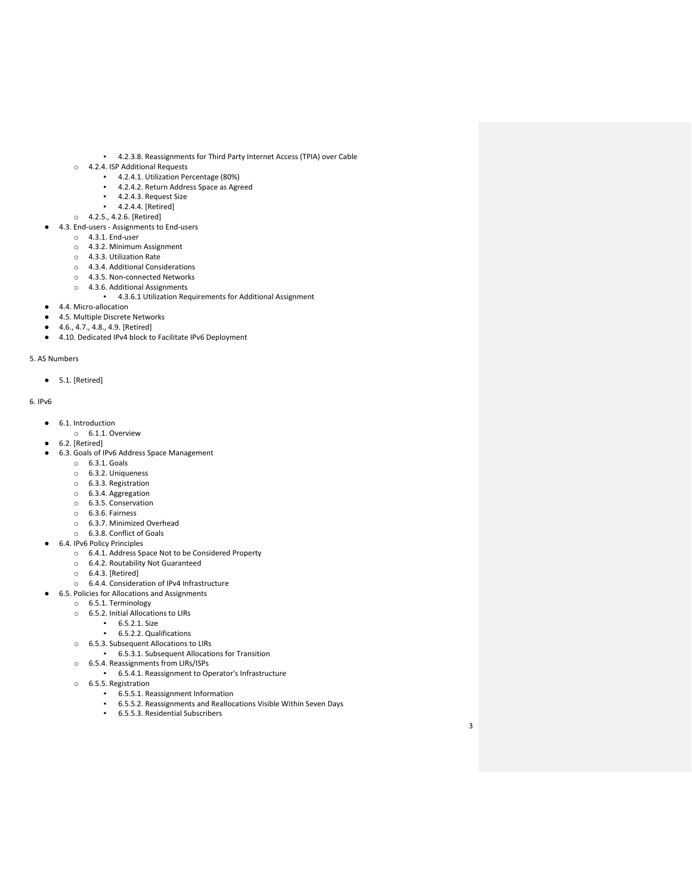- 4.2.3.8. Reassignments for Third Party Internet Access (TPIA) over Cable
    - 4.2.4. ISP Additional Requests
        - 4.2.4.1. Utilization Percentage (80%)
        - 4.2.4.2. Return Address Space as Agreed
        - 4.2.4.3. Request Size
        - 4.2.4.4. [Retired]
    - 4.2.5., 4.2.6. [Retired]
- 4.3. End-users - Assignments to End-users
    - 4.3.1. End-user
    - 4.3.2. Minimum Assignment
    - 4.3.3. Utilization Rate
    - 4.3.4. Additional Considerations
    - 4.3.5. Non-connected Networks
    - 4.3.6. Additional Assignments
        - 4.3.6.1 Utilization Requirements for Additional Assignment
- 4.4. Micro-allocation
- 4.5. Multiple Discrete Networks
- 4.6., 4.7., 4.8., 4.9. [Retired]
- 4.10. Dedicated IPv4 block to Facilitate IPv6 Deployment

5. AS Numbers

- 5.1. [Retired]

6. IPv6

- 6.1. Introduction
    - 6.1.1. Overview
- 6.2. [Retired]
- 6.3. Goals of IPv6 Address Space Management
    - 6.3.1. Goals
    - 6.3.2. Uniqueness
    - 6.3.3. Registration
    - 6.3.4. Aggregation
    - 6.3.5. Conservation
    - 6.3.6. Fairness
    - 6.3.7. Minimized Overhead
    - 6.3.8. Conflict of Goals
- 6.4. IPv6 Policy Principles
    - 6.4.1. Address Space Not to be Considered Property
    - 6.4.2. Routability Not Guaranteed
    - 6.4.3. [Retired]
    - 6.4.4. Consideration of IPv4 Infrastructure
- 6.5. Policies for Allocations and Assignments
    - 6.5.1. Terminology
    - 6.5.2. Initial Allocations to LIRs
        - 6.5.2.1. Size
        - 6.5.2.2. Qualifications
    - 6.5.3. Subsequent Allocations to LIRs
        - 6.5.3.1. Subsequent Allocations for Transition
    - 6.5.4. Reassignments from LIRs/ISPs
        - 6.5.4.1. Reassignment to Operator's Infrastructure
    - 6.5.5. Registration
        - 6.5.5.1. Reassignment Information
        - 6.5.5.2. Reassignments and Reallocations Visible Within Seven Days
        - 6.5.5.3. Residential Subscribers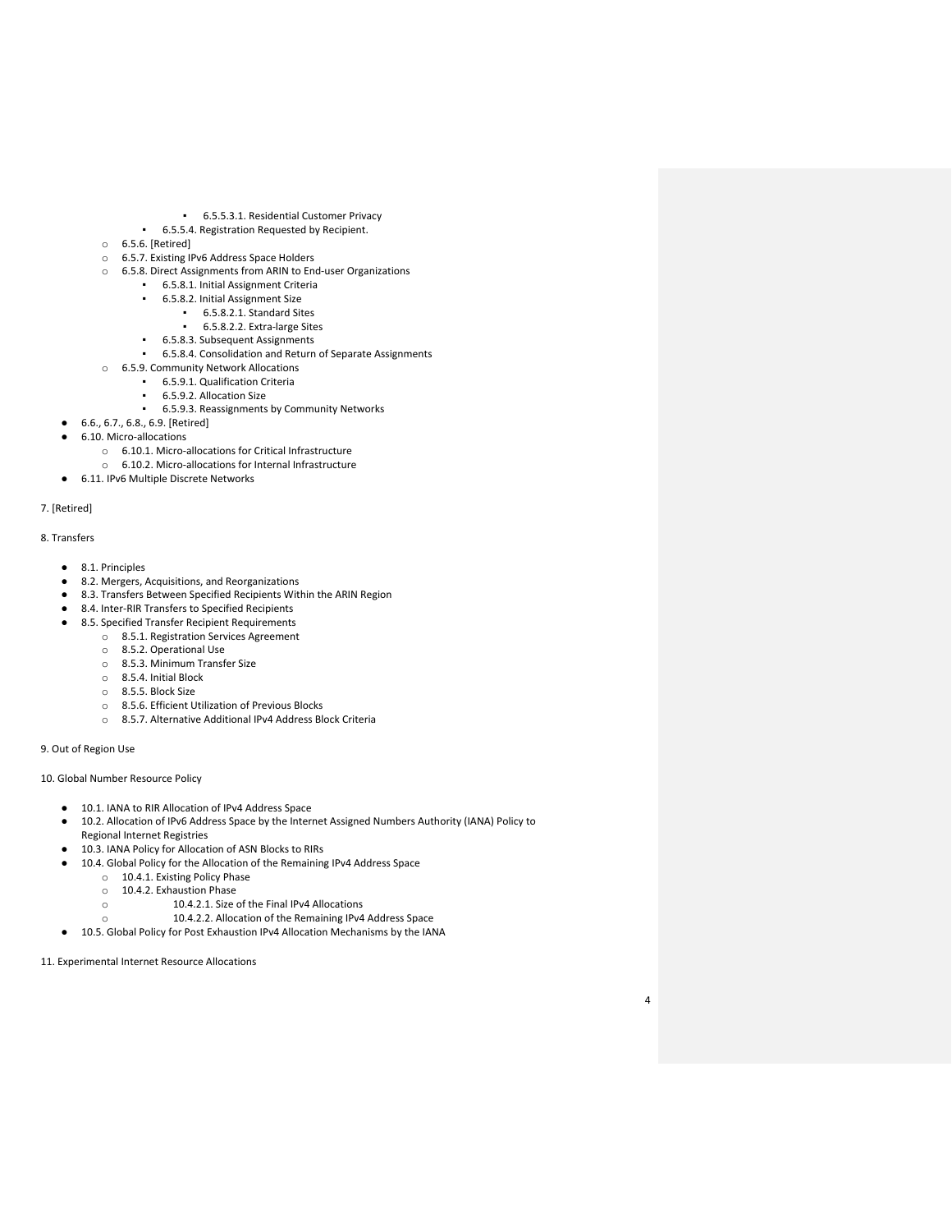- 6.5.5.3.1. Residential Customer Privacy
        - 6.5.5.4. Registration Requested by Recipient.
    - 6.5.6. [Retired]
    - 6.5.7. Existing IPv6 Address Space Holders
    - 6.5.8. Direct Assignments from ARIN to End-user Organizations
        - 6.5.8.1. Initial Assignment Criteria
        - 6.5.8.2. Initial Assignment Size
            - 6.5.8.2.1. Standard Sites
            - 6.5.8.2.2. Extra-large Sites
        - 6.5.8.3. Subsequent Assignments
        - 6.5.8.4. Consolidation and Return of Separate Assignments
    - 6.5.9. Community Network Allocations
        - 6.5.9.1. Qualification Criteria
        - 6.5.9.2. Allocation Size
        - 6.5.9.3. Reassignments by Community Networks
- 6.6., 6.7., 6.8., 6.9. [Retired]
- 6.10. Micro-allocations
    - 6.10.1. Micro-allocations for Critical Infrastructure
    - 6.10.2. Micro-allocations for Internal Infrastructure
- 6.11. IPv6 Multiple Discrete Networks

7. [Retired]

8. Transfers

- 8.1. Principles
- 8.2. Mergers, Acquisitions, and Reorganizations
- 8.3. Transfers Between Specified Recipients Within the ARIN Region
- 8.4. Inter-RIR Transfers to Specified Recipients
- 8.5. Specified Transfer Recipient Requirements
    - 8.5.1. Registration Services Agreement
    - 8.5.2. Operational Use
    - 8.5.3. Minimum Transfer Size
    - 8.5.4. Initial Block
    - 8.5.5. Block Size
    - 8.5.6. Efficient Utilization of Previous Blocks
    - 8.5.7. Alternative Additional IPv4 Address Block Criteria

9. Out of Region Use

10. Global Number Resource Policy

- 10.1. IANA to RIR Allocation of IPv4 Address Space
- 10.2. Allocation of IPv6 Address Space by the Internet Assigned Numbers Authority (IANA) Policy to Regional Internet Registries
- 10.3. IANA Policy for Allocation of ASN Blocks to RIRs
- 10.4. Global Policy for the Allocation of the Remaining IPv4 Address Space
    - 10.4.1. Existing Policy Phase
    - 10.4.2. Exhaustion Phase
    - 10.4.2.1. Size of the Final IPv4 Allocations
    - 10.4.2.2. Allocation of the Remaining IPv4 Address Space
- 10.5. Global Policy for Post Exhaustion IPv4 Allocation Mechanisms by the IANA

11. Experimental Internet Resource Allocations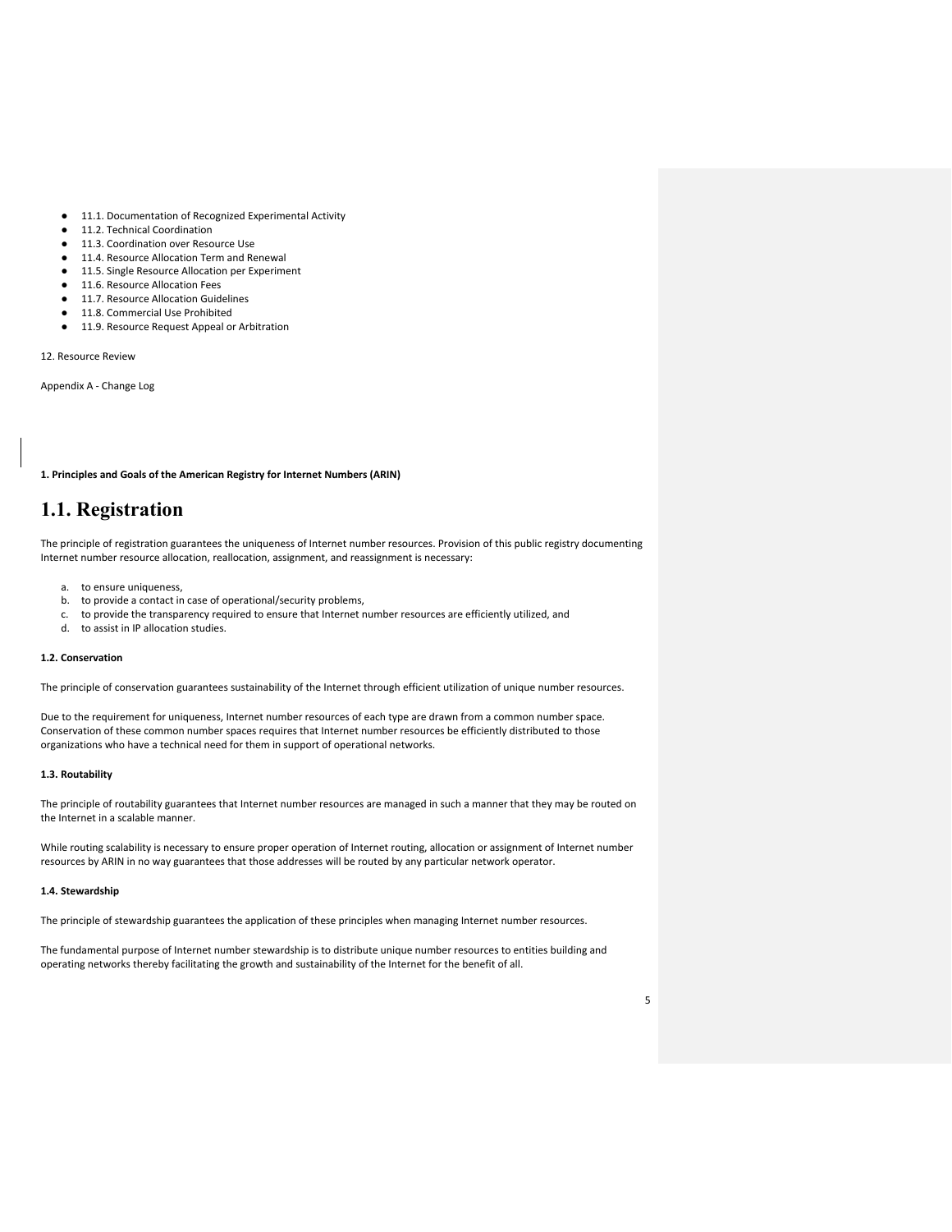- 11.1. Documentation of Recognized Experimental Activity
- 11.2. Technical Coordination
- 11.3. Coordination over Resource Use
- 11.4. Resource Allocation Term and Renewal
- 11.5. Single Resource Allocation per Experiment
- 11.6. Resource Allocation Fees
- 11.7. Resource Allocation Guidelines
- 11.8. Commercial Use Prohibited
- 11.9. Resource Request Appeal or Arbitration

12. Resource Review

Appendix A - Change Log

**1. Principles and Goals of the American Registry for Internet Numbers (ARIN)**

# 1.1. Registration

The principle of registration guarantees the uniqueness of Internet number resources. Provision of this public registry documenting Internet number resource allocation, reallocation, assignment, and reassignment is necessary:

a. to ensure uniqueness,
b. to provide a contact in case of operational/security problems,
c. to provide the transparency required to ensure that Internet number resources are efficiently utilized, and
d. to assist in IP allocation studies.

**1.2. Conservation**

The principle of conservation guarantees sustainability of the Internet through efficient utilization of unique number resources.

Due to the requirement for uniqueness, Internet number resources of each type are drawn from a common number space. Conservation of these common number spaces requires that Internet number resources be efficiently distributed to those organizations who have a technical need for them in support of operational networks.

**1.3. Routability**

The principle of routability guarantees that Internet number resources are managed in such a manner that they may be routed on the Internet in a scalable manner.

While routing scalability is necessary to ensure proper operation of Internet routing, allocation or assignment of Internet number resources by ARIN in no way guarantees that those addresses will be routed by any particular network operator.

**1.4. Stewardship**

The principle of stewardship guarantees the application of these principles when managing Internet number resources.

The fundamental purpose of Internet number stewardship is to distribute unique number resources to entities building and operating networks thereby facilitating the growth and sustainability of the Internet for the benefit of all.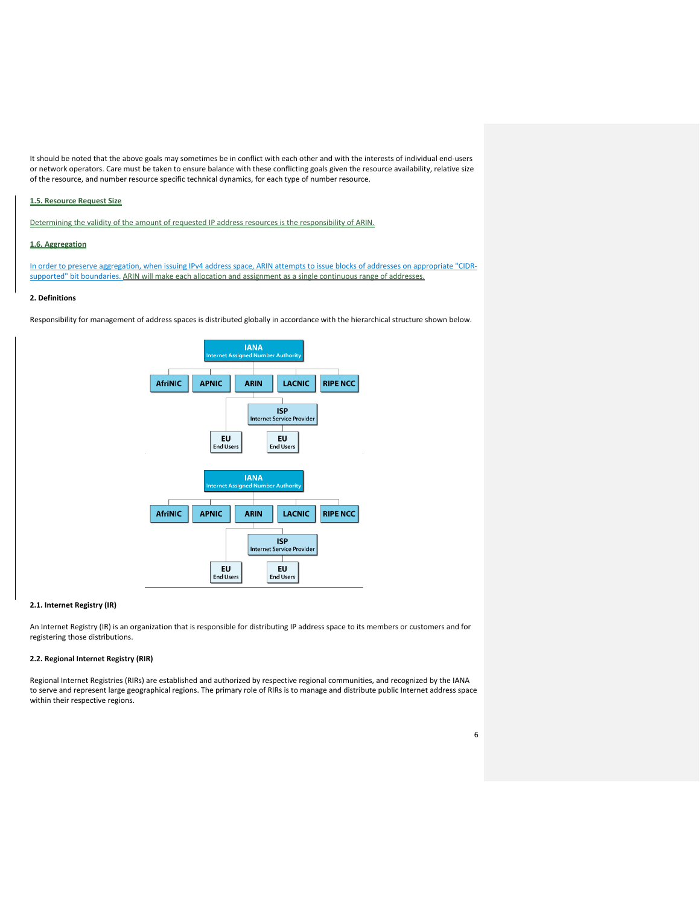It should be noted that the above goals may sometimes be in conflict with each other and with the interests of individual end-users or network operators. Care must be taken to ensure balance with these conflicting goals given the resource availability, relative size of the resource, and number resource specific technical dynamics, for each type of number resource.

### 1.5. Resource Request Size

Determining the validity of the amount of requested IP address resources is the responsibility of ARIN.

### 1.6. Aggregation

In order to preserve aggregation, when issuing IPv4 address space, ARIN attempts to issue blocks of addresses on appropriate "CIDR-supported" bit boundaries. ARIN will make each allocation and assignment as a single continuous range of addresses.

## 2. Definitions

Responsibility for management of address spaces is distributed globally in accordance with the hierarchical structure shown below.

### 2.1. Internet Registry (IR)

An Internet Registry (IR) is an organization that is responsible for distributing IP address space to its members or customers and for registering those distributions.

### 2.2. Regional Internet Registry (RIR)

Regional Internet Registries (RIRs) are established and authorized by respective regional communities, and recognized by the IANA to serve and represent large geographical regions. The primary role of RIRs is to manage and distribute public Internet address space within their respective regions.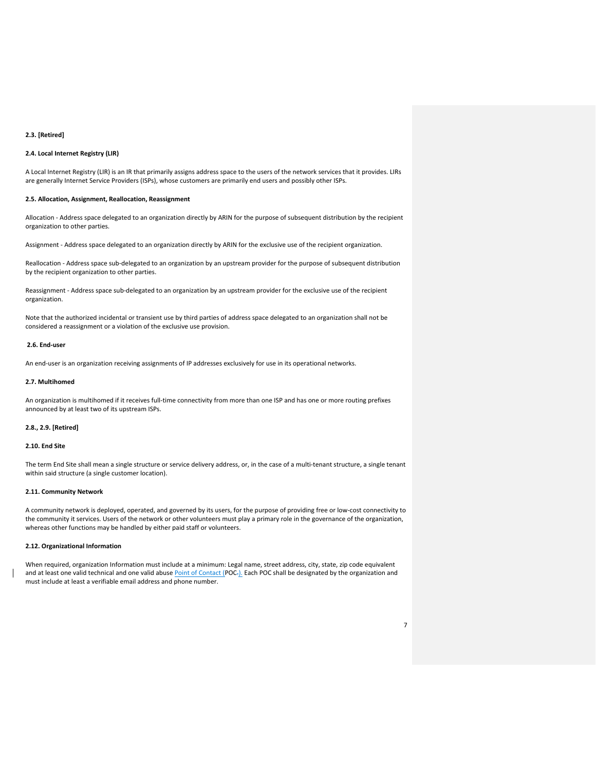**2.3. [Retired]**

**2.4. Local Internet Registry (LIR)**

A Local Internet Registry (LIR) is an IR that primarily assigns address space to the users of the network services that it provides. LIRs are generally Internet Service Providers (ISPs), whose customers are primarily end users and possibly other ISPs.

**2.5. Allocation, Assignment, Reallocation, Reassignment**

Allocation - Address space delegated to an organization directly by ARIN for the purpose of subsequent distribution by the recipient organization to other parties.

Assignment - Address space delegated to an organization directly by ARIN for the exclusive use of the recipient organization.

Reallocation - Address space sub-delegated to an organization by an upstream provider for the purpose of subsequent distribution by the recipient organization to other parties.

Reassignment - Address space sub-delegated to an organization by an upstream provider for the exclusive use of the recipient organization.

Note that the authorized incidental or transient use by third parties of address space delegated to an organization shall not be considered a reassignment or a violation of the exclusive use provision.

**2.6. End-user**

An end-user is an organization receiving assignments of IP addresses exclusively for use in its operational networks.

**2.7. Multihomed**

An organization is multihomed if it receives full-time connectivity from more than one ISP and has one or more routing prefixes announced by at least two of its upstream ISPs.

**2.8., 2.9. [Retired]**

**2.10. End Site**

The term End Site shall mean a single structure or service delivery address, or, in the case of a multi-tenant structure, a single tenant within said structure (a single customer location).

**2.11. Community Network**

A community network is deployed, operated, and governed by its users, for the purpose of providing free or low-cost connectivity to the community it services. Users of the network or other volunteers must play a primary role in the governance of the organization, whereas other functions may be handled by either paid staff or volunteers.

**2.12. Organizational Information**

When required, organization Information must include at a minimum: Legal name, street address, city, state, zip code equivalent and at least one valid technical and one valid abuse Point of Contact (POC). Each POC shall be designated by the organization and must include at least a verifiable email address and phone number.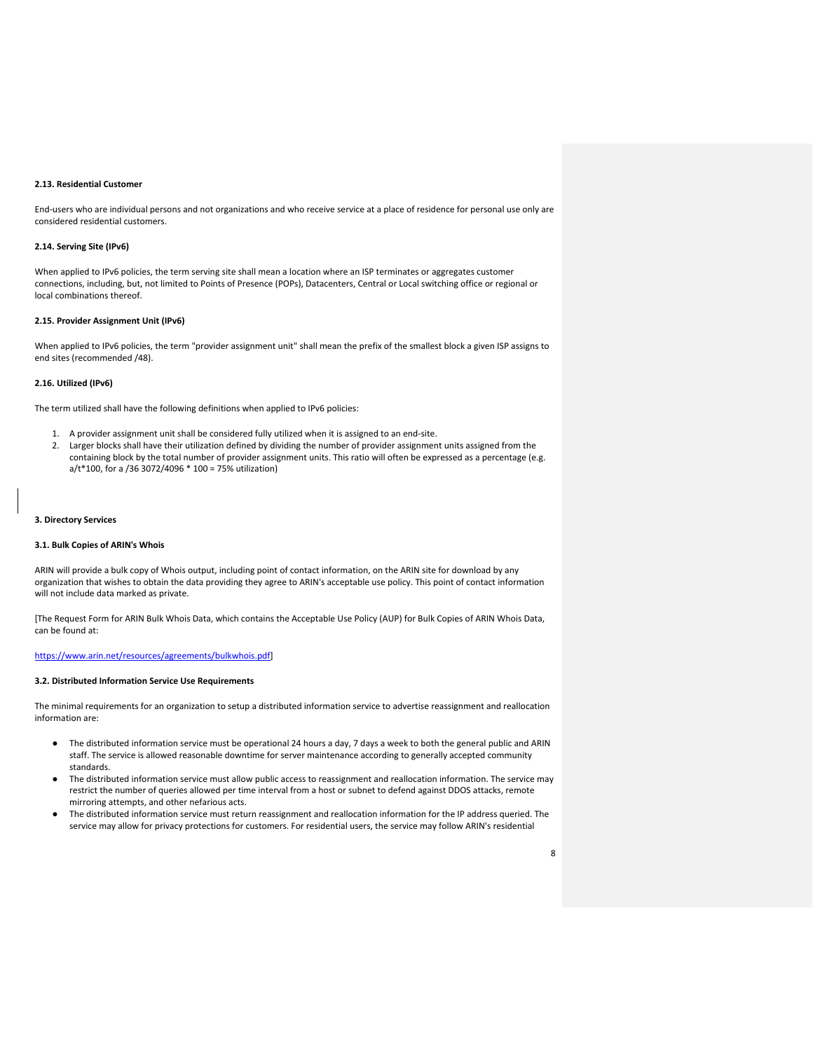### 2.13. Residential Customer

End-users who are individual persons and not organizations and who receive service at a place of residence for personal use only are considered residential customers.

### 2.14. Serving Site (IPv6)

When applied to IPv6 policies, the term serving site shall mean a location where an ISP terminates or aggregates customer connections, including, but, not limited to Points of Presence (POPs), Datacenters, Central or Local switching office or regional or local combinations thereof.

### 2.15. Provider Assignment Unit (IPv6)

When applied to IPv6 policies, the term "provider assignment unit" shall mean the prefix of the smallest block a given ISP assigns to end sites (recommended /48).

### 2.16. Utilized (IPv6)

The term utilized shall have the following definitions when applied to IPv6 policies:

1. A provider assignment unit shall be considered fully utilized when it is assigned to an end-site.
2. Larger blocks shall have their utilization defined by dividing the number of provider assignment units assigned from the containing block by the total number of provider assignment units. This ratio will often be expressed as a percentage (e.g. a/t*100, for a /36 3072/4096 * 100 = 75% utilization)

## 3. Directory Services

### 3.1. Bulk Copies of ARIN's Whois

ARIN will provide a bulk copy of Whois output, including point of contact information, on the ARIN site for download by any organization that wishes to obtain the data providing they agree to ARIN's acceptable use policy. This point of contact information will not include data marked as private.

[The Request Form for ARIN Bulk Whois Data, which contains the Acceptable Use Policy (AUP) for Bulk Copies of ARIN Whois Data, can be found at:

https://www.arin.net/resources/agreements/bulkwhois.pdf]

### 3.2. Distributed Information Service Use Requirements

The minimal requirements for an organization to setup a distributed information service to advertise reassignment and reallocation information are:

- The distributed information service must be operational 24 hours a day, 7 days a week to both the general public and ARIN staff. The service is allowed reasonable downtime for server maintenance according to generally accepted community standards.
- The distributed information service must allow public access to reassignment and reallocation information. The service may restrict the number of queries allowed per time interval from a host or subnet to defend against DDOS attacks, remote mirroring attempts, and other nefarious acts.
- The distributed information service must return reassignment and reallocation information for the IP address queried. The service may allow for privacy protections for customers. For residential users, the service may follow ARIN's residential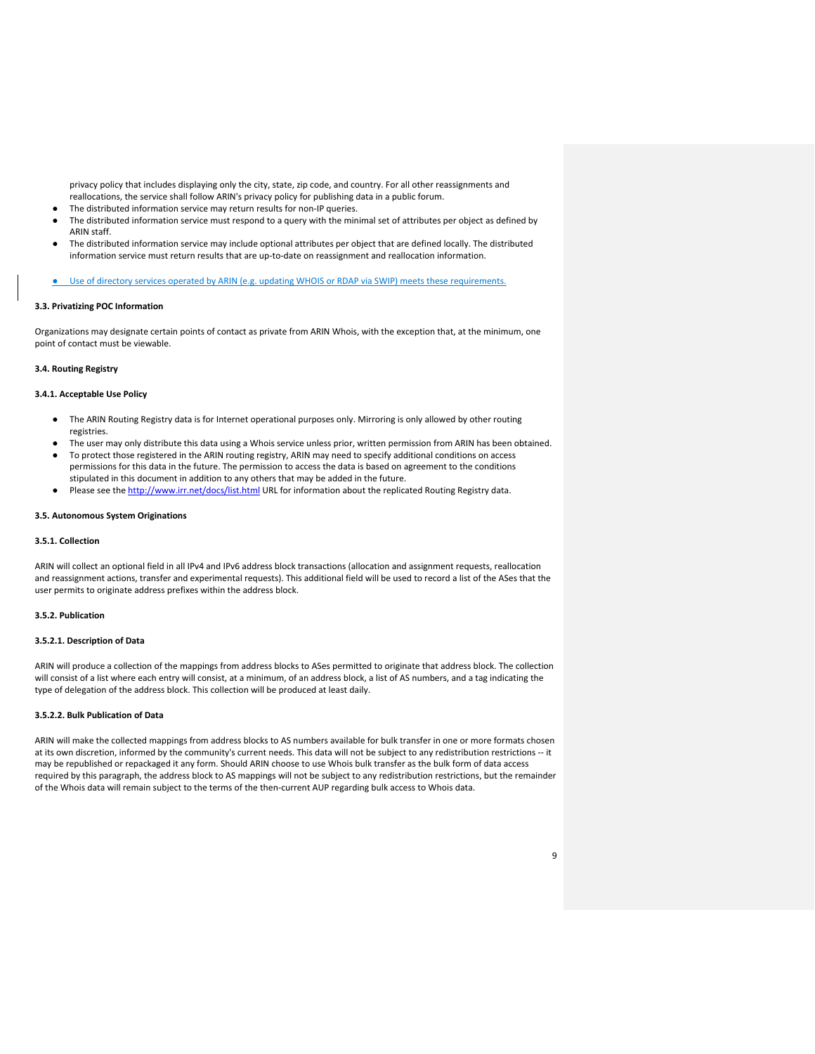privacy policy that includes displaying only the city, state, zip code, and country. For all other reassignments and reallocations, the service shall follow ARIN's privacy policy for publishing data in a public forum.

- The distributed information service may return results for non-IP queries.
- The distributed information service must respond to a query with the minimal set of attributes per object as defined by ARIN staff.
- The distributed information service may include optional attributes per object that are defined locally. The distributed information service must return results that are up-to-date on reassignment and reallocation information.

- Use of directory services operated by ARIN (e.g. updating WHOIS or RDAP via SWIP) meets these requirements.

**3.3. Privatizing POC Information**

Organizations may designate certain points of contact as private from ARIN Whois, with the exception that, at the minimum, one point of contact must be viewable.

**3.4. Routing Registry**

**3.4.1. Acceptable Use Policy**

- The ARIN Routing Registry data is for Internet operational purposes only. Mirroring is only allowed by other routing registries.
- The user may only distribute this data using a Whois service unless prior, written permission from ARIN has been obtained.
- To protect those registered in the ARIN routing registry, ARIN may need to specify additional conditions on access permissions for this data in the future. The permission to access the data is based on agreement to the conditions stipulated in this document in addition to any others that may be added in the future.
- Please see the http://www.irr.net/docs/list.html URL for information about the replicated Routing Registry data.

**3.5. Autonomous System Originations**

**3.5.1. Collection**

ARIN will collect an optional field in all IPv4 and IPv6 address block transactions (allocation and assignment requests, reallocation and reassignment actions, transfer and experimental requests). This additional field will be used to record a list of the ASes that the user permits to originate address prefixes within the address block.

**3.5.2. Publication**

**3.5.2.1. Description of Data**

ARIN will produce a collection of the mappings from address blocks to ASes permitted to originate that address block. The collection will consist of a list where each entry will consist, at a minimum, of an address block, a list of AS numbers, and a tag indicating the type of delegation of the address block. This collection will be produced at least daily.

**3.5.2.2. Bulk Publication of Data**

ARIN will make the collected mappings from address blocks to AS numbers available for bulk transfer in one or more formats chosen at its own discretion, informed by the community's current needs. This data will not be subject to any redistribution restrictions -- it may be republished or repackaged it any form. Should ARIN choose to use Whois bulk transfer as the bulk form of data access required by this paragraph, the address block to AS mappings will not be subject to any redistribution restrictions, but the remainder of the Whois data will remain subject to the terms of the then-current AUP regarding bulk access to Whois data.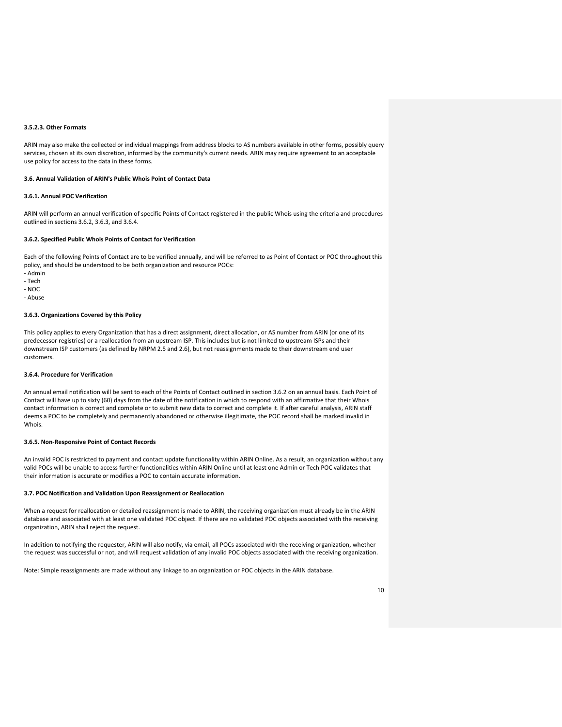#### 3.5.2.3. Other Formats

ARIN may also make the collected or individual mappings from address blocks to AS numbers available in other forms, possibly query services, chosen at its own discretion, informed by the community's current needs. ARIN may require agreement to an acceptable use policy for access to the data in these forms.

### 3.6. Annual Validation of ARIN's Public Whois Point of Contact Data

#### 3.6.1. Annual POC Verification

ARIN will perform an annual verification of specific Points of Contact registered in the public Whois using the criteria and procedures outlined in sections 3.6.2, 3.6.3, and 3.6.4.

#### 3.6.2. Specified Public Whois Points of Contact for Verification

Each of the following Points of Contact are to be verified annually, and will be referred to as Point of Contact or POC throughout this policy, and should be understood to be both organization and resource POCs:

- Admin
- Tech
- NOC
- Abuse

#### 3.6.3. Organizations Covered by this Policy

This policy applies to every Organization that has a direct assignment, direct allocation, or AS number from ARIN (or one of its predecessor registries) or a reallocation from an upstream ISP. This includes but is not limited to upstream ISPs and their downstream ISP customers (as defined by NRPM 2.5 and 2.6), but not reassignments made to their downstream end user customers.

#### 3.6.4. Procedure for Verification

An annual email notification will be sent to each of the Points of Contact outlined in section 3.6.2 on an annual basis. Each Point of Contact will have up to sixty (60) days from the date of the notification in which to respond with an affirmative that their Whois contact information is correct and complete or to submit new data to correct and complete it. If after careful analysis, ARIN staff deems a POC to be completely and permanently abandoned or otherwise illegitimate, the POC record shall be marked invalid in Whois.

#### 3.6.5. Non-Responsive Point of Contact Records

An invalid POC is restricted to payment and contact update functionality within ARIN Online. As a result, an organization without any valid POCs will be unable to access further functionalities within ARIN Online until at least one Admin or Tech POC validates that their information is accurate or modifies a POC to contain accurate information.

### 3.7. POC Notification and Validation Upon Reassignment or Reallocation

When a request for reallocation or detailed reassignment is made to ARIN, the receiving organization must already be in the ARIN database and associated with at least one validated POC object. If there are no validated POC objects associated with the receiving organization, ARIN shall reject the request.

In addition to notifying the requester, ARIN will also notify, via email, all POCs associated with the receiving organization, whether the request was successful or not, and will request validation of any invalid POC objects associated with the receiving organization.

Note: Simple reassignments are made without any linkage to an organization or POC objects in the ARIN database.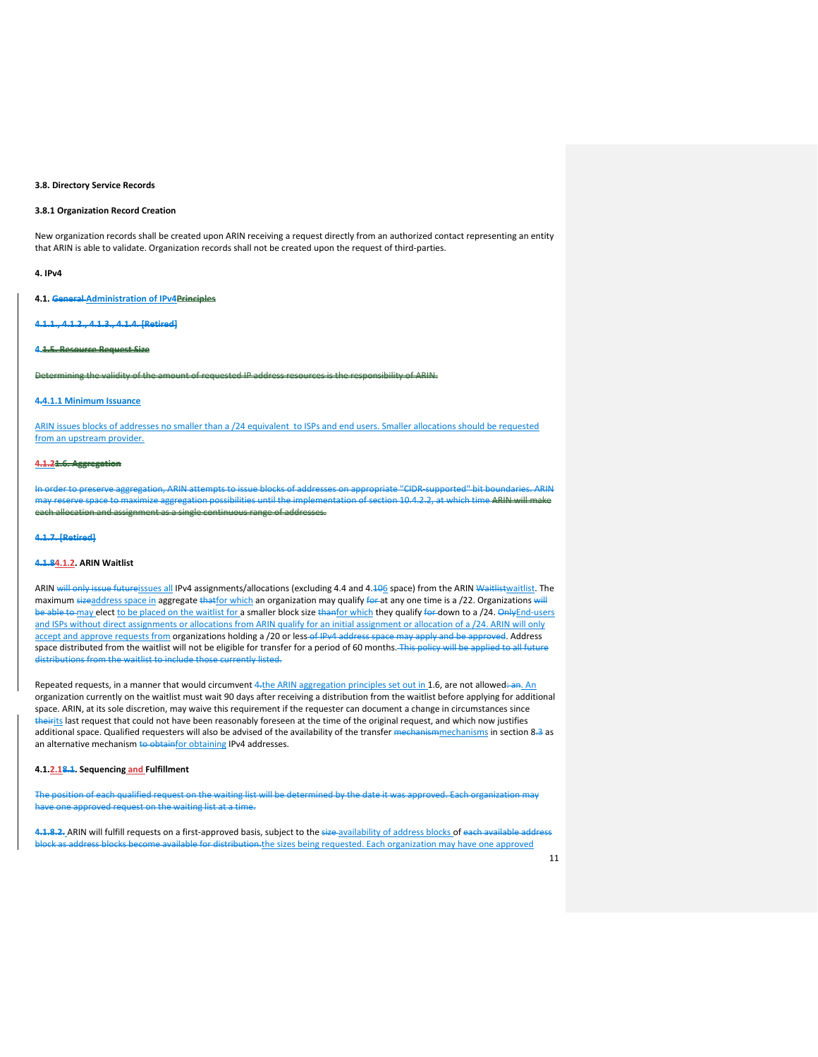**3.8. Directory Service Records**

**3.8.1 Organization Record Creation**

New organization records shall be created upon ARIN receiving a request directly from an authorized contact representing an entity that ARIN is able to validate. Organization records shall not be created upon the request of third-parties.

**4. IPv4**

**4.1. ~~General~~ Administration of IPv4~~Principles~~**

**~~4.1.1., 4.1.2., 4.1.3., 4.1.4. [Retired]~~**

**~~4.1.5. Resource Request Size~~**

~~Determining the validity of the amount of requested IP address resources is the responsibility of ARIN.~~

**~~4.~~4.1.1 Minimum Issuance**

ARIN issues blocks of addresses no smaller than a /24 equivalent to ISPs and end users. Smaller allocations should be requested from an upstream provider.

**~~4.1.21.6. Aggregation~~**

~~In order to preserve aggregation, ARIN attempts to issue blocks of addresses on appropriate "CIDR-supported" bit boundaries. ARIN may reserve space to maximize aggregation possibilities until the implementation of section 10.4.2.2, at which time ARIN will make each allocation and assignment as a single continuous range of addresses.~~

**~~4.1.7. [Retired]~~**

**~~4.1.8~~4.1.2. ARIN Waitlist**

ARIN ~~will only issue future~~issues all IPv4 assignments/allocations (excluding 4.4 and 4.~~10~~6 space) from the ARIN ~~Waitlist~~waitlist. The maximum ~~size~~address space in aggregate ~~that~~for which an organization may qualify ~~for~~ at any one time is a /22. Organizations ~~will be able to~~ may elect to be placed on the waitlist for a smaller block size ~~than~~for which they qualify ~~for~~ down to a /24. ~~Only~~End-users and ISPs without direct assignments or allocations from ARIN qualify for an initial assignment or allocation of a /24. ARIN will only accept and approve requests from organizations holding a /20 or less ~~of IPv4 address space may apply and be approved~~. Address space distributed from the waitlist will not be eligible for transfer for a period of 60 months. ~~This policy will be applied to all future distributions from the waitlist to include those currently listed.~~

Repeated requests, in a manner that would circumvent ~~4.~~the ARIN aggregation principles set out in 1.6, are not allowed~~: an~~. An organization currently on the waitlist must wait 90 days after receiving a distribution from the waitlist before applying for additional space. ARIN, at its sole discretion, may waive this requirement if the requester can document a change in circumstances since ~~their~~its last request that could not have been reasonably foreseen at the time of the original request, and which now justifies additional space. Qualified requesters will also be advised of the availability of the transfer ~~mechanism~~mechanisms in section 8.~~3~~ as an alternative mechanism ~~to obtain~~for obtaining IPv4 addresses.

**4.1.2.1~~8.1~~. Sequencing and Fulfillment**

~~The position of each qualified request on the waiting list will be determined by the date it was approved. Each organization may have one approved request on the waiting list at a time.~~

~~4.1.8.2.~~ ARIN will fulfill requests on a first-approved basis, subject to the ~~size~~ availability of address blocks of ~~each available address block as address blocks become available for distribution.~~the sizes being requested. Each organization may have one approved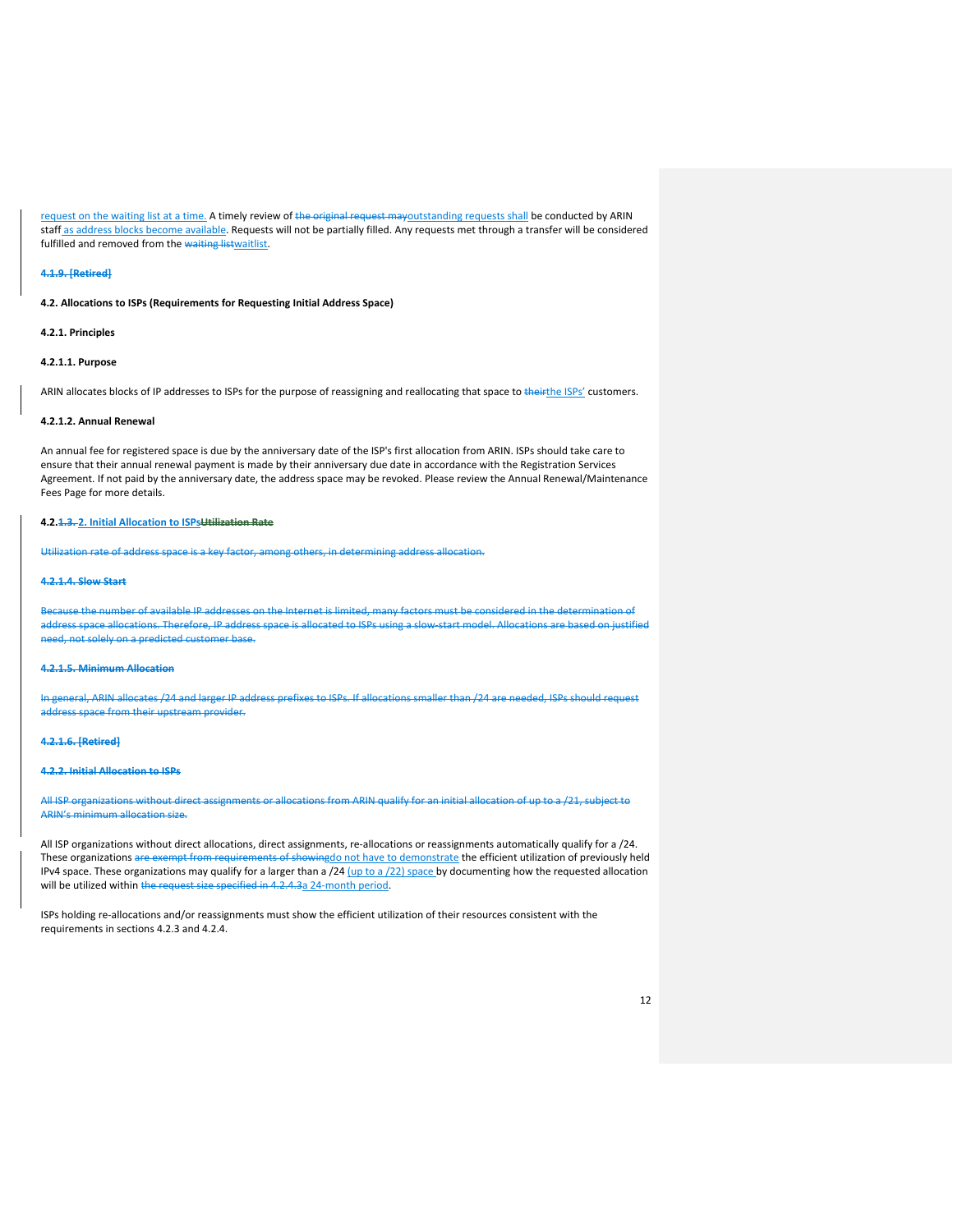request on the waiting list at a time. A timely review of ~~the original request may~~outstanding requests shall be conducted by ARIN staff as address blocks become available. Requests will not be partially filled. Any requests met through a transfer will be considered fulfilled and removed from the ~~waiting list~~waitlist.

**~~4.1.9. [Retired]~~**

**4.2. Allocations to ISPs (Requirements for Requesting Initial Address Space)**

**4.2.1. Principles**

**4.2.1.1. Purpose**

ARIN allocates blocks of IP addresses to ISPs for the purpose of reassigning and reallocating that space to ~~their~~the ISPs' customers.

**4.2.1.2. Annual Renewal**

An annual fee for registered space is due by the anniversary date of the ISP's first allocation from ARIN. ISPs should take care to ensure that their annual renewal payment is made by their anniversary due date in accordance with the Registration Services Agreement. If not paid by the anniversary date, the address space may be revoked. Please review the Annual Renewal/Maintenance Fees Page for more details.

**4.2.~~1.3.~~ 2. Initial Allocation to ISPs~~Utilization Rate~~**

~~Utilization rate of address space is a key factor, among others, in determining address allocation.~~

**~~4.2.1.4. Slow Start~~**

~~Because the number of available IP addresses on the Internet is limited, many factors must be considered in the determination of address space allocations. Therefore, IP address space is allocated to ISPs using a slow-start model. Allocations are based on justified need, not solely on a predicted customer base.~~

**~~4.2.1.5. Minimum Allocation~~**

~~In general, ARIN allocates /24 and larger IP address prefixes to ISPs. If allocations smaller than /24 are needed, ISPs should request address space from their upstream provider.~~

**~~4.2.1.6. [Retired]~~**

**~~4.2.2. Initial Allocation to ISPs~~**

~~All ISP organizations without direct assignments or allocations from ARIN qualify for an initial allocation of up to a /21, subject to ARIN's minimum allocation size.~~

All ISP organizations without direct allocations, direct assignments, re-allocations or reassignments automatically qualify for a /24. These organizations ~~are exempt from requirements of showing~~do not have to demonstrate the efficient utilization of previously held IPv4 space. These organizations may qualify for a larger than a /24 (up to a /22) space by documenting how the requested allocation will be utilized within ~~the request size specified in 4.2.4.3~~a 24-month period.

ISPs holding re-allocations and/or reassignments must show the efficient utilization of their resources consistent with the requirements in sections 4.2.3 and 4.2.4.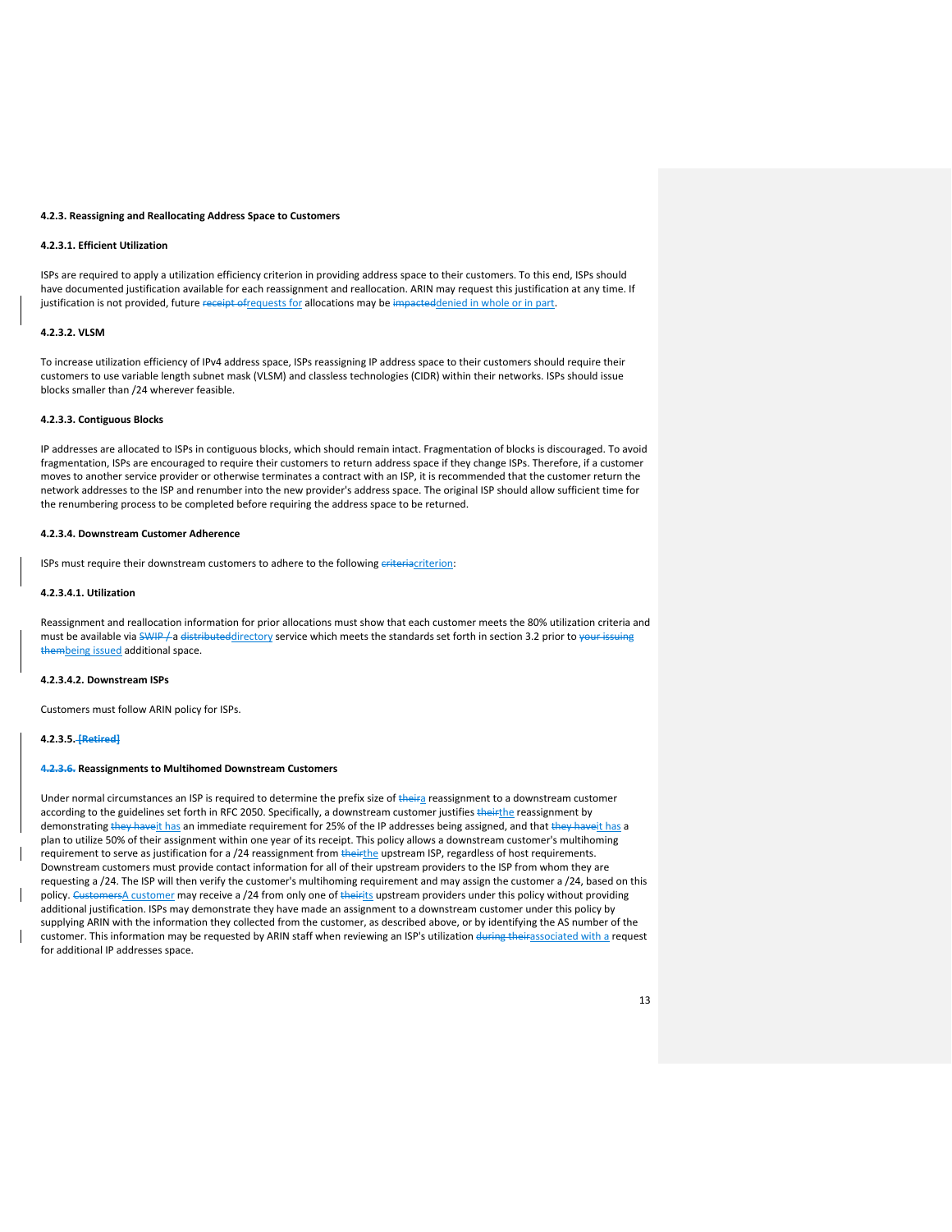**4.2.3. Reassigning and Reallocating Address Space to Customers**

**4.2.3.1. Efficient Utilization**

ISPs are required to apply a utilization efficiency criterion in providing address space to their customers. To this end, ISPs should have documented justification available for each reassignment and reallocation. ARIN may request this justification at any time. If justification is not provided, future ~~receipt of~~requests for allocations may be ~~impacted~~denied in whole or in part.

**4.2.3.2. VLSM**

To increase utilization efficiency of IPv4 address space, ISPs reassigning IP address space to their customers should require their customers to use variable length subnet mask (VLSM) and classless technologies (CIDR) within their networks. ISPs should issue blocks smaller than /24 wherever feasible.

**4.2.3.3. Contiguous Blocks**

IP addresses are allocated to ISPs in contiguous blocks, which should remain intact. Fragmentation of blocks is discouraged. To avoid fragmentation, ISPs are encouraged to require their customers to return address space if they change ISPs. Therefore, if a customer moves to another service provider or otherwise terminates a contract with an ISP, it is recommended that the customer return the network addresses to the ISP and renumber into the new provider's address space. The original ISP should allow sufficient time for the renumbering process to be completed before requiring the address space to be returned.

**4.2.3.4. Downstream Customer Adherence**

ISPs must require their downstream customers to adhere to the following ~~criteria~~criterion:

**4.2.3.4.1. Utilization**

Reassignment and reallocation information for prior allocations must show that each customer meets the 80% utilization criteria and must be available via ~~SWIP /~~ a ~~distributed~~directory service which meets the standards set forth in section 3.2 prior to ~~your issuing them~~being issued additional space.

**4.2.3.4.2. Downstream ISPs**

Customers must follow ARIN policy for ISPs.

**4.2.3.5.** ~~**[Retired]**~~

~~**4.2.3.6.**~~ **Reassignments to Multihomed Downstream Customers**

Under normal circumstances an ISP is required to determine the prefix size of ~~their~~a reassignment to a downstream customer according to the guidelines set forth in RFC 2050. Specifically, a downstream customer justifies ~~their~~the reassignment by demonstrating ~~they have~~it has an immediate requirement for 25% of the IP addresses being assigned, and that ~~they have~~it has a plan to utilize 50% of their assignment within one year of its receipt. This policy allows a downstream customer's multihoming requirement to serve as justification for a /24 reassignment from ~~their~~the upstream ISP, regardless of host requirements. Downstream customers must provide contact information for all of their upstream providers to the ISP from whom they are requesting a /24. The ISP will then verify the customer's multihoming requirement and may assign the customer a /24, based on this policy. ~~Customers~~A customer may receive a /24 from only one of ~~their~~its upstream providers under this policy without providing additional justification. ISPs may demonstrate they have made an assignment to a downstream customer under this policy by supplying ARIN with the information they collected from the customer, as described above, or by identifying the AS number of the customer. This information may be requested by ARIN staff when reviewing an ISP's utilization ~~during their~~associated with a request for additional IP addresses space.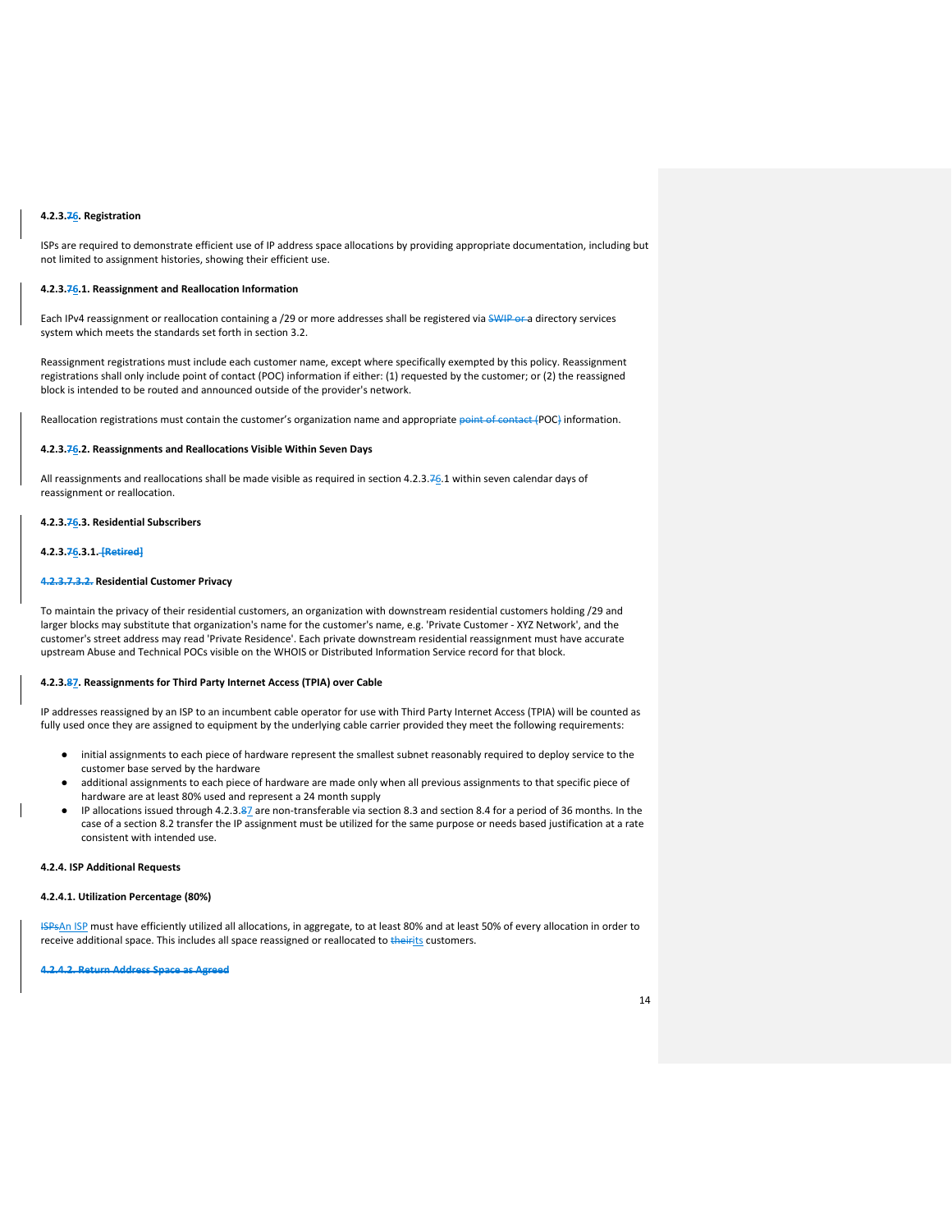#### 4.2.3.~~7~~6. Registration

ISPs are required to demonstrate efficient use of IP address space allocations by providing appropriate documentation, including but not limited to assignment histories, showing their efficient use.

#### 4.2.3.~~7~~6.1. Reassignment and Reallocation Information

Each IPv4 reassignment or reallocation containing a /29 or more addresses shall be registered via ~~SWIP or~~ a directory services system which meets the standards set forth in section 3.2.

Reassignment registrations must include each customer name, except where specifically exempted by this policy. Reassignment registrations shall only include point of contact (POC) information if either: (1) requested by the customer; or (2) the reassigned block is intended to be routed and announced outside of the provider's network.

Reallocation registrations must contain the customer's organization name and appropriate ~~point of contact (~~POC~~)~~ information.

#### 4.2.3.~~7~~6.2. Reassignments and Reallocations Visible Within Seven Days

All reassignments and reallocations shall be made visible as required in section 4.2.3.~~7~~6.1 within seven calendar days of reassignment or reallocation.

#### 4.2.3.~~7~~6.3. Residential Subscribers

#### 4.2.3.~~7~~6.3.1. ~~[Retired]~~

#### ~~4.2.3.7.3.2.~~ Residential Customer Privacy

To maintain the privacy of their residential customers, an organization with downstream residential customers holding /29 and larger blocks may substitute that organization's name for the customer's name, e.g. 'Private Customer - XYZ Network', and the customer's street address may read 'Private Residence'. Each private downstream residential reassignment must have accurate upstream Abuse and Technical POCs visible on the WHOIS or Distributed Information Service record for that block.

#### 4.2.3.~~8~~7. Reassignments for Third Party Internet Access (TPIA) over Cable

IP addresses reassigned by an ISP to an incumbent cable operator for use with Third Party Internet Access (TPIA) will be counted as fully used once they are assigned to equipment by the underlying cable carrier provided they meet the following requirements:

- initial assignments to each piece of hardware represent the smallest subnet reasonably required to deploy service to the customer base served by the hardware
- additional assignments to each piece of hardware are made only when all previous assignments to that specific piece of hardware are at least 80% used and represent a 24 month supply
- IP allocations issued through 4.2.3.~~8~~7 are non-transferable via section 8.3 and section 8.4 for a period of 36 months. In the case of a section 8.2 transfer the IP assignment must be utilized for the same purpose or needs based justification at a rate consistent with intended use.

### 4.2.4. ISP Additional Requests

#### 4.2.4.1. Utilization Percentage (80%)

~~ISPs~~An ISP must have efficiently utilized all allocations, in aggregate, to at least 80% and at least 50% of every allocation in order to receive additional space. This includes all space reassigned or reallocated to ~~their~~its customers.

#### ~~4.2.4.2. Return Address Space as Agreed~~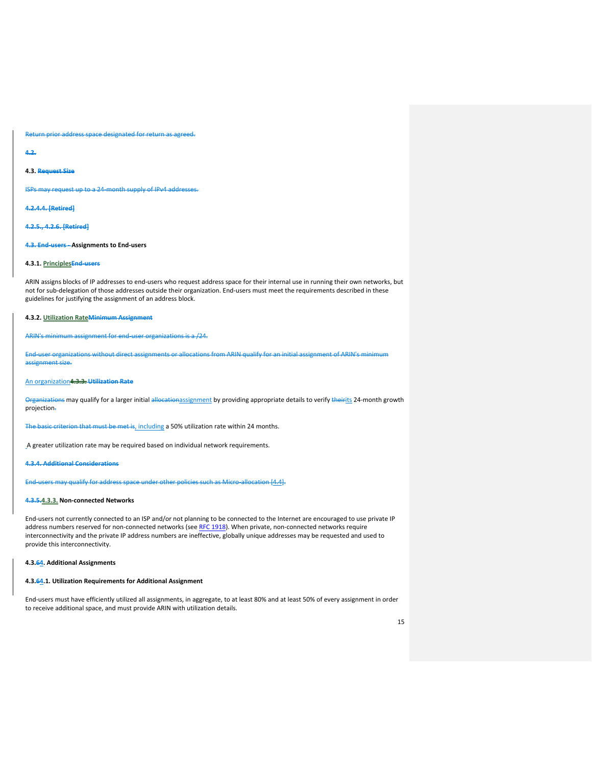Return prior address space designated for return as agreed.

4.2.

**4.3. Request Size**

ISPs may request up to a 24-month supply of IPv4 addresses.

**4.2.4.4. [Retired]**

**4.2.5., 4.2.6. [Retired]**

**4.3. End-users - Assignments to End-users**

**4.3.1. PrinciplesEnd-users**

ARIN assigns blocks of IP addresses to end-users who request address space for their internal use in running their own networks, but not for sub-delegation of those addresses outside their organization. End-users must meet the requirements described in these guidelines for justifying the assignment of an address block.

**4.3.2. Utilization RateMinimum Assignment**

ARIN's minimum assignment for end-user organizations is a /24.

End-user organizations without direct assignments or allocations from ARIN qualify for an initial assignment of ARIN's minimum assignment size.

An organization**4.3.3. Utilization Rate**

Organizations may qualify for a larger initial allocationassignment by providing appropriate details to verify theirits 24-month growth projection.

The basic criterion that must be met is, including a 50% utilization rate within 24 months.

A greater utilization rate may be required based on individual network requirements.

**4.3.4. Additional Considerations**

End-users may qualify for address space under other policies such as Micro-allocation [4.4].

**4.3.5.4.3.3. Non-connected Networks**

End-users not currently connected to an ISP and/or not planning to be connected to the Internet are encouraged to use private IP address numbers reserved for non-connected networks (see RFC 1918). When private, non-connected networks require interconnectivity and the private IP address numbers are ineffective, globally unique addresses may be requested and used to provide this interconnectivity.

**4.3.64. Additional Assignments**

**4.3.64.1. Utilization Requirements for Additional Assignment**

End-users must have efficiently utilized all assignments, in aggregate, to at least 80% and at least 50% of every assignment in order to receive additional space, and must provide ARIN with utilization details.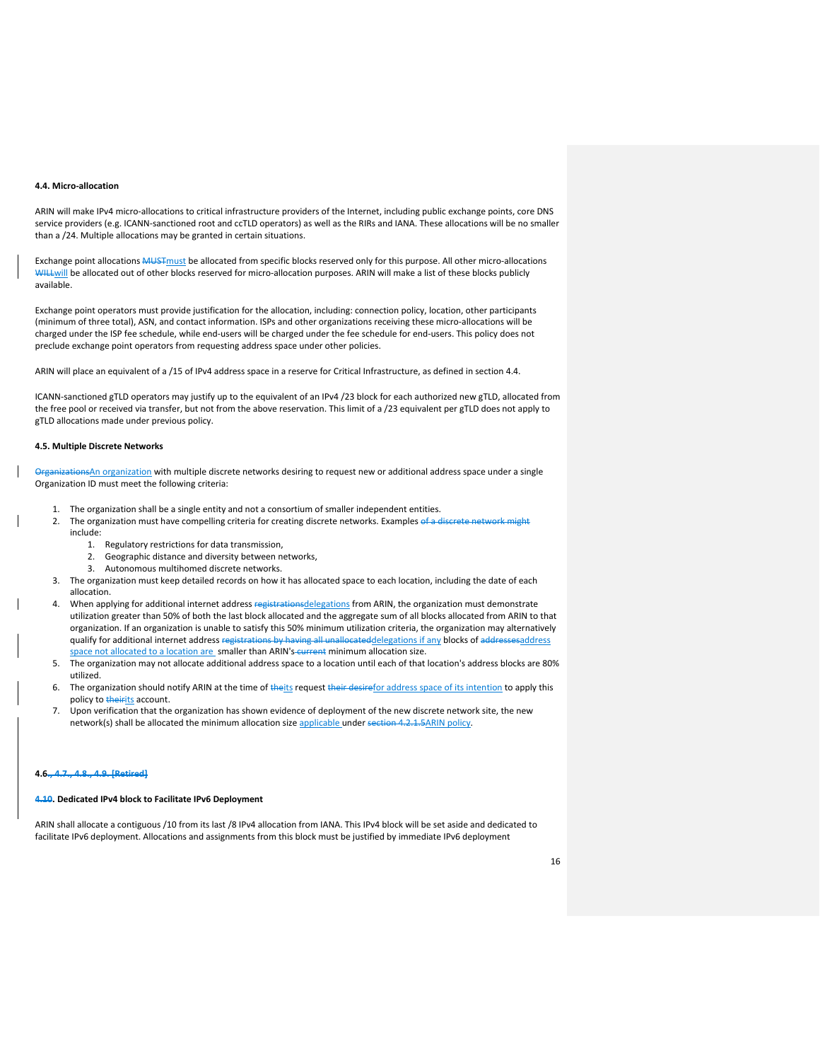**4.4. Micro-allocation**

ARIN will make IPv4 micro-allocations to critical infrastructure providers of the Internet, including public exchange points, core DNS service providers (e.g. ICANN-sanctioned root and ccTLD operators) as well as the RIRs and IANA. These allocations will be no smaller than a /24. Multiple allocations may be granted in certain situations.

Exchange point allocations ~~MUST~~must be allocated from specific blocks reserved only for this purpose. All other micro-allocations ~~WILL~~will be allocated out of other blocks reserved for micro-allocation purposes. ARIN will make a list of these blocks publicly available.

Exchange point operators must provide justification for the allocation, including: connection policy, location, other participants (minimum of three total), ASN, and contact information. ISPs and other organizations receiving these micro-allocations will be charged under the ISP fee schedule, while end-users will be charged under the fee schedule for end-users. This policy does not preclude exchange point operators from requesting address space under other policies.

ARIN will place an equivalent of a /15 of IPv4 address space in a reserve for Critical Infrastructure, as defined in section 4.4.

ICANN-sanctioned gTLD operators may justify up to the equivalent of an IPv4 /23 block for each authorized new gTLD, allocated from the free pool or received via transfer, but not from the above reservation. This limit of a /23 equivalent per gTLD does not apply to gTLD allocations made under previous policy.

**4.5. Multiple Discrete Networks**

~~Organizations~~An organization with multiple discrete networks desiring to request new or additional address space under a single Organization ID must meet the following criteria:

1. The organization shall be a single entity and not a consortium of smaller independent entities.
2. The organization must have compelling criteria for creating discrete networks. Examples ~~of a discrete network might~~ include:
    1. Regulatory restrictions for data transmission,
    2. Geographic distance and diversity between networks,
    3. Autonomous multihomed discrete networks.
3. The organization must keep detailed records on how it has allocated space to each location, including the date of each allocation.
4. When applying for additional internet address ~~registrations~~delegations from ARIN, the organization must demonstrate utilization greater than 50% of both the last block allocated and the aggregate sum of all blocks allocated from ARIN to that organization. If an organization is unable to satisfy this 50% minimum utilization criteria, the organization may alternatively qualify for additional internet address ~~registrations by having all unallocated~~delegations if any blocks of ~~addresses~~address space not allocated to a location are smaller than ARIN's ~~current~~ minimum allocation size.
5. The organization may not allocate additional address space to a location until each of that location's address blocks are 80% utilized.
6. The organization should notify ARIN at the time of ~~the~~its request ~~their desire~~for address space of its intention to apply this policy to ~~their~~its account.
7. Upon verification that the organization has shown evidence of deployment of the new discrete network site, the new network(s) shall be allocated the minimum allocation size applicable under ~~section 4.2.1.5~~ARIN policy.

**4.6.~~, 4.7., 4.8., 4.9. [Retired]~~**

**~~4.10~~. Dedicated IPv4 block to Facilitate IPv6 Deployment**

ARIN shall allocate a contiguous /10 from its last /8 IPv4 allocation from IANA. This IPv4 block will be set aside and dedicated to facilitate IPv6 deployment. Allocations and assignments from this block must be justified by immediate IPv6 deployment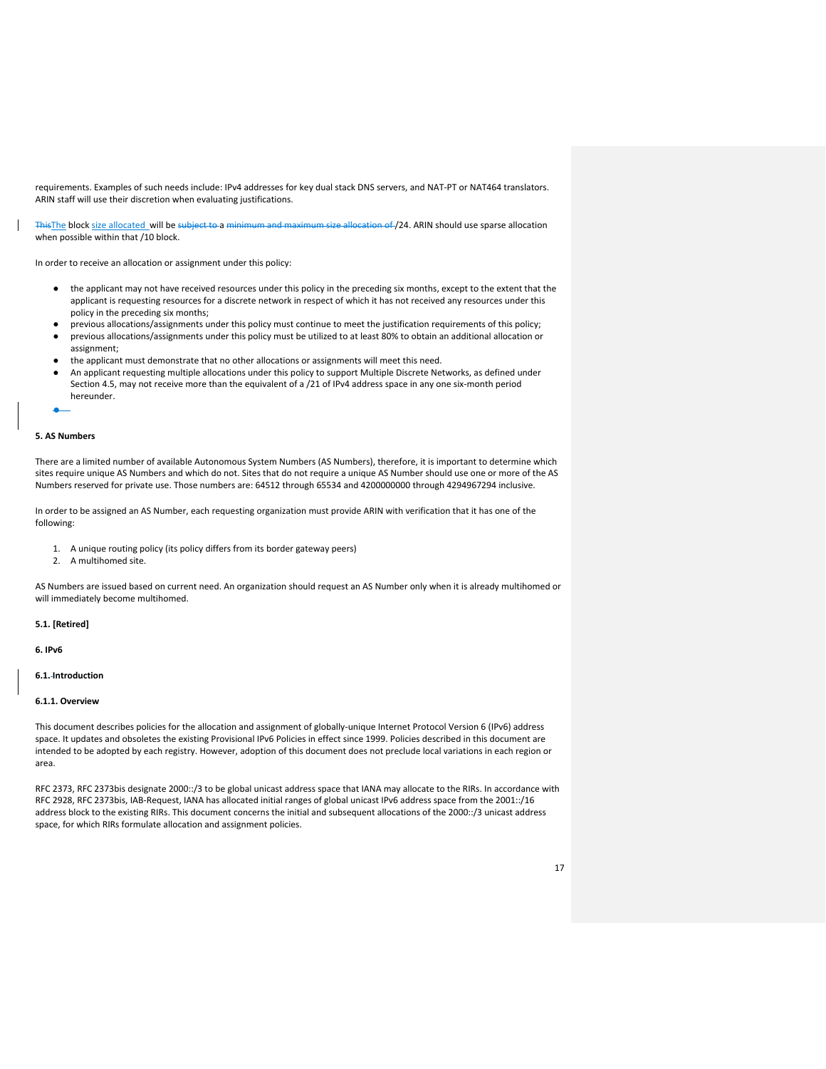requirements. Examples of such needs include: IPv4 addresses for key dual stack DNS servers, and NAT-PT or NAT464 translators. ARIN staff will use their discretion when evaluating justifications.

~~This~~The block size allocated will be ~~subject to~~ a ~~minimum and maximum size allocation of~~ /24. ARIN should use sparse allocation when possible within that /10 block.

In order to receive an allocation or assignment under this policy:

- the applicant may not have received resources under this policy in the preceding six months, except to the extent that the applicant is requesting resources for a discrete network in respect of which it has not received any resources under this policy in the preceding six months;
- previous allocations/assignments under this policy must continue to meet the justification requirements of this policy;
- previous allocations/assignments under this policy must be utilized to at least 80% to obtain an additional allocation or assignment;
- the applicant must demonstrate that no other allocations or assignments will meet this need.
- An applicant requesting multiple allocations under this policy to support Multiple Discrete Networks, as defined under Section 4.5, may not receive more than the equivalent of a /21 of IPv4 address space in any one six-month period hereunder.

**5. AS Numbers**

There are a limited number of available Autonomous System Numbers (AS Numbers), therefore, it is important to determine which sites require unique AS Numbers and which do not. Sites that do not require a unique AS Number should use one or more of the AS Numbers reserved for private use. Those numbers are: 64512 through 65534 and 4200000000 through 4294967294 inclusive.

In order to be assigned an AS Number, each requesting organization must provide ARIN with verification that it has one of the following:

1. A unique routing policy (its policy differs from its border gateway peers)
2. A multihomed site.

AS Numbers are issued based on current need. An organization should request an AS Number only when it is already multihomed or will immediately become multihomed.

**5.1. [Retired]**

**6. IPv6**

**6.1. Introduction**

**6.1.1. Overview**

This document describes policies for the allocation and assignment of globally-unique Internet Protocol Version 6 (IPv6) address space. It updates and obsoletes the existing Provisional IPv6 Policies in effect since 1999. Policies described in this document are intended to be adopted by each registry. However, adoption of this document does not preclude local variations in each region or area.

RFC 2373, RFC 2373bis designate 2000::/3 to be global unicast address space that IANA may allocate to the RIRs. In accordance with RFC 2928, RFC 2373bis, IAB-Request, IANA has allocated initial ranges of global unicast IPv6 address space from the 2001::/16 address block to the existing RIRs. This document concerns the initial and subsequent allocations of the 2000::/3 unicast address space, for which RIRs formulate allocation and assignment policies.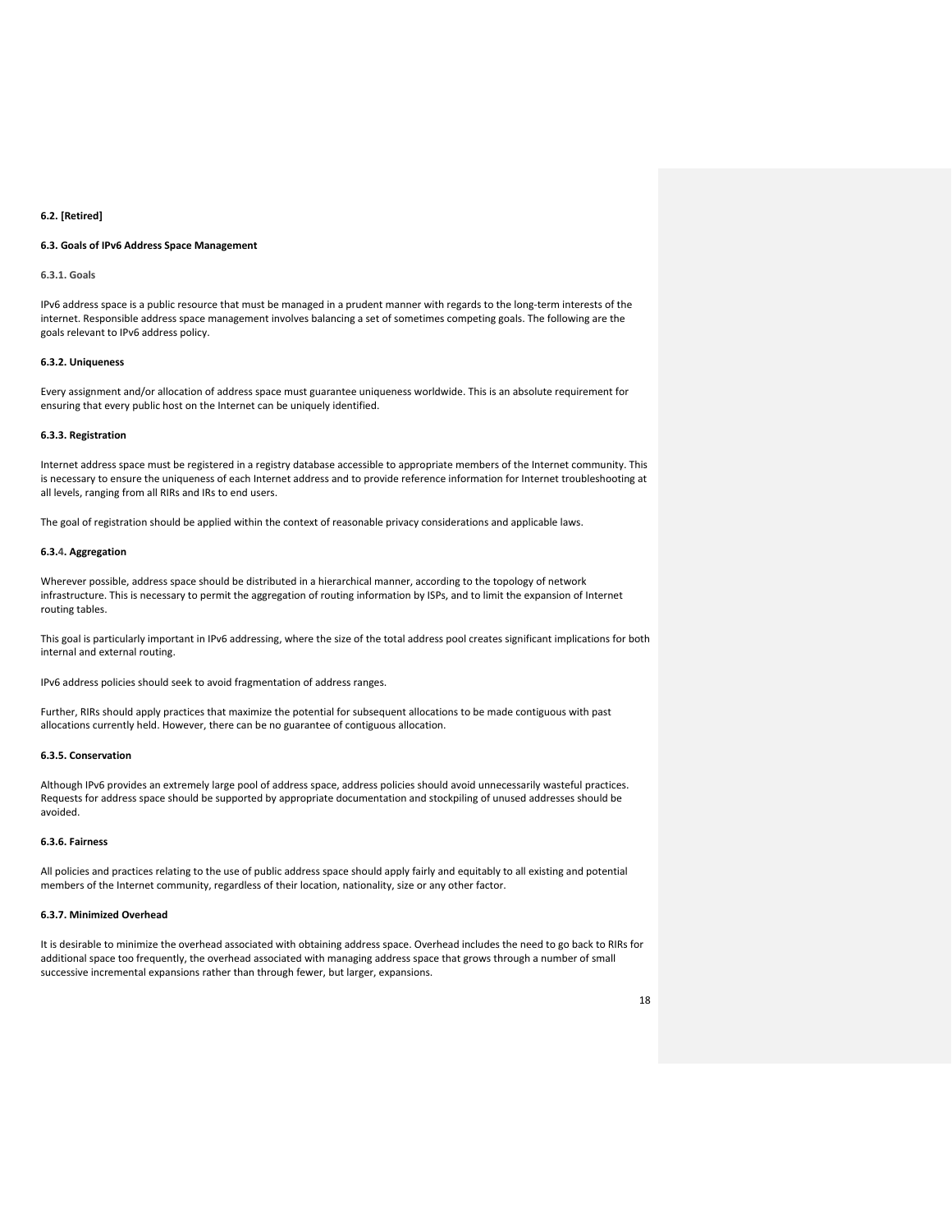**6.2. [Retired]**

**6.3. Goals of IPv6 Address Space Management**

**6.3.1. Goals**

IPv6 address space is a public resource that must be managed in a prudent manner with regards to the long-term interests of the internet. Responsible address space management involves balancing a set of sometimes competing goals. The following are the goals relevant to IPv6 address policy.

**6.3.2. Uniqueness**

Every assignment and/or allocation of address space must guarantee uniqueness worldwide. This is an absolute requirement for ensuring that every public host on the Internet can be uniquely identified.

**6.3.3. Registration**

Internet address space must be registered in a registry database accessible to appropriate members of the Internet community. This is necessary to ensure the uniqueness of each Internet address and to provide reference information for Internet troubleshooting at all levels, ranging from all RIRs and IRs to end users.

The goal of registration should be applied within the context of reasonable privacy considerations and applicable laws.

**6.3.4. Aggregation**

Wherever possible, address space should be distributed in a hierarchical manner, according to the topology of network infrastructure. This is necessary to permit the aggregation of routing information by ISPs, and to limit the expansion of Internet routing tables.

This goal is particularly important in IPv6 addressing, where the size of the total address pool creates significant implications for both internal and external routing.

IPv6 address policies should seek to avoid fragmentation of address ranges.

Further, RIRs should apply practices that maximize the potential for subsequent allocations to be made contiguous with past allocations currently held. However, there can be no guarantee of contiguous allocation.

**6.3.5. Conservation**

Although IPv6 provides an extremely large pool of address space, address policies should avoid unnecessarily wasteful practices. Requests for address space should be supported by appropriate documentation and stockpiling of unused addresses should be avoided.

**6.3.6. Fairness**

All policies and practices relating to the use of public address space should apply fairly and equitably to all existing and potential members of the Internet community, regardless of their location, nationality, size or any other factor.

**6.3.7. Minimized Overhead**

It is desirable to minimize the overhead associated with obtaining address space. Overhead includes the need to go back to RIRs for additional space too frequently, the overhead associated with managing address space that grows through a number of small successive incremental expansions rather than through fewer, but larger, expansions.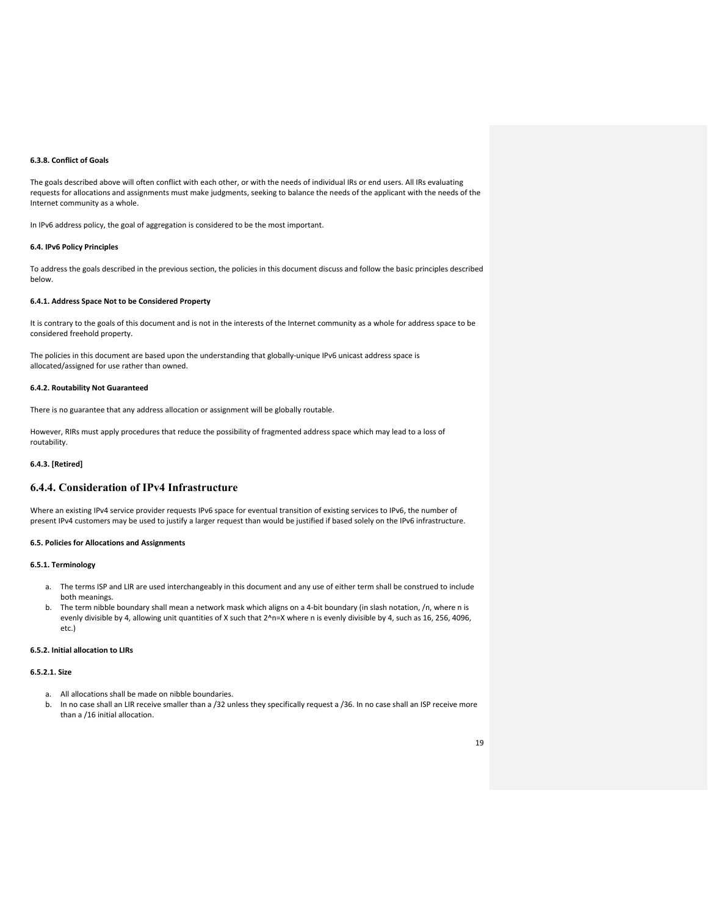#### 6.3.8. Conflict of Goals

The goals described above will often conflict with each other, or with the needs of individual IRs or end users. All IRs evaluating requests for allocations and assignments must make judgments, seeking to balance the needs of the applicant with the needs of the Internet community as a whole.

In IPv6 address policy, the goal of aggregation is considered to be the most important.

### 6.4. IPv6 Policy Principles

To address the goals described in the previous section, the policies in this document discuss and follow the basic principles described below.

#### 6.4.1. Address Space Not to be Considered Property

It is contrary to the goals of this document and is not in the interests of the Internet community as a whole for address space to be considered freehold property.

The policies in this document are based upon the understanding that globally-unique IPv6 unicast address space is allocated/assigned for use rather than owned.

#### 6.4.2. Routability Not Guaranteed

There is no guarantee that any address allocation or assignment will be globally routable.

However, RIRs must apply procedures that reduce the possibility of fragmented address space which may lead to a loss of routability.

#### 6.4.3. [Retired]

## 6.4.4. Consideration of IPv4 Infrastructure

Where an existing IPv4 service provider requests IPv6 space for eventual transition of existing services to IPv6, the number of present IPv4 customers may be used to justify a larger request than would be justified if based solely on the IPv6 infrastructure.

### 6.5. Policies for Allocations and Assignments

#### 6.5.1. Terminology

a. The terms ISP and LIR are used interchangeably in this document and any use of either term shall be construed to include both meanings.
b. The term nibble boundary shall mean a network mask which aligns on a 4-bit boundary (in slash notation, /n, where n is evenly divisible by 4, allowing unit quantities of X such that 2^n=X where n is evenly divisible by 4, such as 16, 256, 4096, etc.)

#### 6.5.2. Initial allocation to LIRs

##### 6.5.2.1. Size

a. All allocations shall be made on nibble boundaries.
b. In no case shall an LIR receive smaller than a /32 unless they specifically request a /36. In no case shall an ISP receive more than a /16 initial allocation.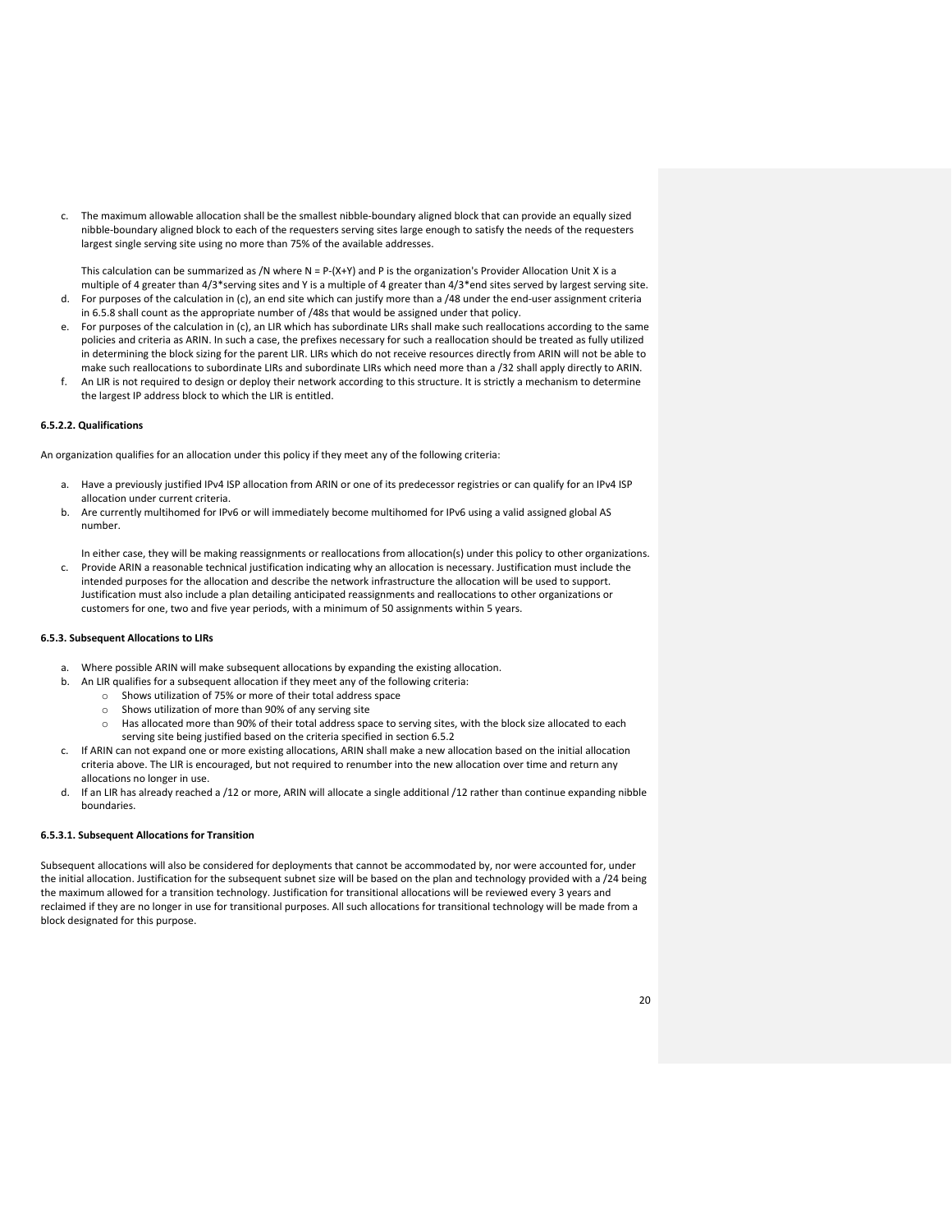c. The maximum allowable allocation shall be the smallest nibble-boundary aligned block that can provide an equally sized nibble-boundary aligned block to each of the requesters serving sites large enough to satisfy the needs of the requesters largest single serving site using no more than 75% of the available addresses.

   This calculation can be summarized as /N where N = P-(X+Y) and P is the organization's Provider Allocation Unit X is a multiple of 4 greater than 4/3*serving sites and Y is a multiple of 4 greater than 4/3*end sites served by largest serving site.

d. For purposes of the calculation in (c), an end site which can justify more than a /48 under the end-user assignment criteria in 6.5.8 shall count as the appropriate number of /48s that would be assigned under that policy.
e. For purposes of the calculation in (c), an LIR which has subordinate LIRs shall make such reallocations according to the same policies and criteria as ARIN. In such a case, the prefixes necessary for such a reallocation should be treated as fully utilized in determining the block sizing for the parent LIR. LIRs which do not receive resources directly from ARIN will not be able to make such reallocations to subordinate LIRs and subordinate LIRs which need more than a /32 shall apply directly to ARIN.
f. An LIR is not required to design or deploy their network according to this structure. It is strictly a mechanism to determine the largest IP address block to which the LIR is entitled.

**6.5.2.2. Qualifications**

An organization qualifies for an allocation under this policy if they meet any of the following criteria:

a. Have a previously justified IPv4 ISP allocation from ARIN or one of its predecessor registries or can qualify for an IPv4 ISP allocation under current criteria.
b. Are currently multihomed for IPv6 or will immediately become multihomed for IPv6 using a valid assigned global AS number.

   In either case, they will be making reassignments or reallocations from allocation(s) under this policy to other organizations.

c. Provide ARIN a reasonable technical justification indicating why an allocation is necessary. Justification must include the intended purposes for the allocation and describe the network infrastructure the allocation will be used to support. Justification must also include a plan detailing anticipated reassignments and reallocations to other organizations or customers for one, two and five year periods, with a minimum of 50 assignments within 5 years.

**6.5.3. Subsequent Allocations to LIRs**

a. Where possible ARIN will make subsequent allocations by expanding the existing allocation.
b. An LIR qualifies for a subsequent allocation if they meet any of the following criteria:
   - Shows utilization of 75% or more of their total address space
   - Shows utilization of more than 90% of any serving site
   - Has allocated more than 90% of their total address space to serving sites, with the block size allocated to each serving site being justified based on the criteria specified in section 6.5.2
c. If ARIN can not expand one or more existing allocations, ARIN shall make a new allocation based on the initial allocation criteria above. The LIR is encouraged, but not required to renumber into the new allocation over time and return any allocations no longer in use.
d. If an LIR has already reached a /12 or more, ARIN will allocate a single additional /12 rather than continue expanding nibble boundaries.

**6.5.3.1. Subsequent Allocations for Transition**

Subsequent allocations will also be considered for deployments that cannot be accommodated by, nor were accounted for, under the initial allocation. Justification for the subsequent subnet size will be based on the plan and technology provided with a /24 being the maximum allowed for a transition technology. Justification for transitional allocations will be reviewed every 3 years and reclaimed if they are no longer in use for transitional purposes. All such allocations for transitional technology will be made from a block designated for this purpose.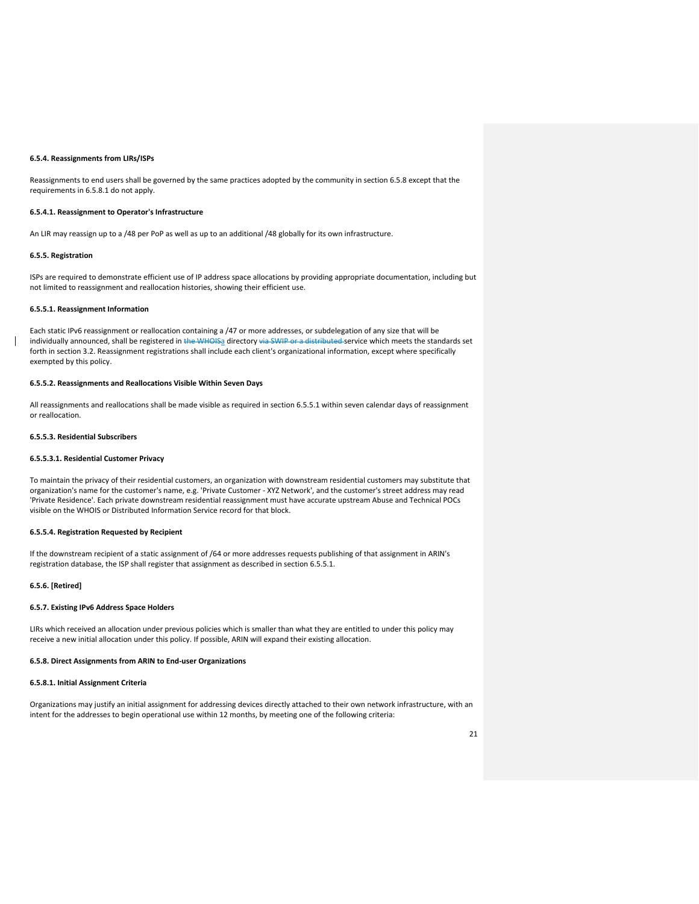#### 6.5.4. Reassignments from LIRs/ISPs

Reassignments to end users shall be governed by the same practices adopted by the community in section 6.5.8 except that the requirements in 6.5.8.1 do not apply.

#### 6.5.4.1. Reassignment to Operator's Infrastructure

An LIR may reassign up to a /48 per PoP as well as up to an additional /48 globally for its own infrastructure.

#### 6.5.5. Registration

ISPs are required to demonstrate efficient use of IP address space allocations by providing appropriate documentation, including but not limited to reassignment and reallocation histories, showing their efficient use.

#### 6.5.5.1. Reassignment Information

Each static IPv6 reassignment or reallocation containing a /47 or more addresses, or subdelegation of any size that will be individually announced, shall be registered in ~~the WHOIS~~a directory ~~via SWIP or a distributed~~ service which meets the standards set forth in section 3.2. Reassignment registrations shall include each client's organizational information, except where specifically exempted by this policy.

#### 6.5.5.2. Reassignments and Reallocations Visible Within Seven Days

All reassignments and reallocations shall be made visible as required in section 6.5.5.1 within seven calendar days of reassignment or reallocation.

#### 6.5.5.3. Residential Subscribers

#### 6.5.5.3.1. Residential Customer Privacy

To maintain the privacy of their residential customers, an organization with downstream residential customers may substitute that organization's name for the customer's name, e.g. 'Private Customer - XYZ Network', and the customer's street address may read 'Private Residence'. Each private downstream residential reassignment must have accurate upstream Abuse and Technical POCs visible on the WHOIS or Distributed Information Service record for that block.

#### 6.5.5.4. Registration Requested by Recipient

If the downstream recipient of a static assignment of /64 or more addresses requests publishing of that assignment in ARIN's registration database, the ISP shall register that assignment as described in section 6.5.5.1.

#### 6.5.6. [Retired]

#### 6.5.7. Existing IPv6 Address Space Holders

LIRs which received an allocation under previous policies which is smaller than what they are entitled to under this policy may receive a new initial allocation under this policy. If possible, ARIN will expand their existing allocation.

#### 6.5.8. Direct Assignments from ARIN to End-user Organizations

#### 6.5.8.1. Initial Assignment Criteria

Organizations may justify an initial assignment for addressing devices directly attached to their own network infrastructure, with an intent for the addresses to begin operational use within 12 months, by meeting one of the following criteria: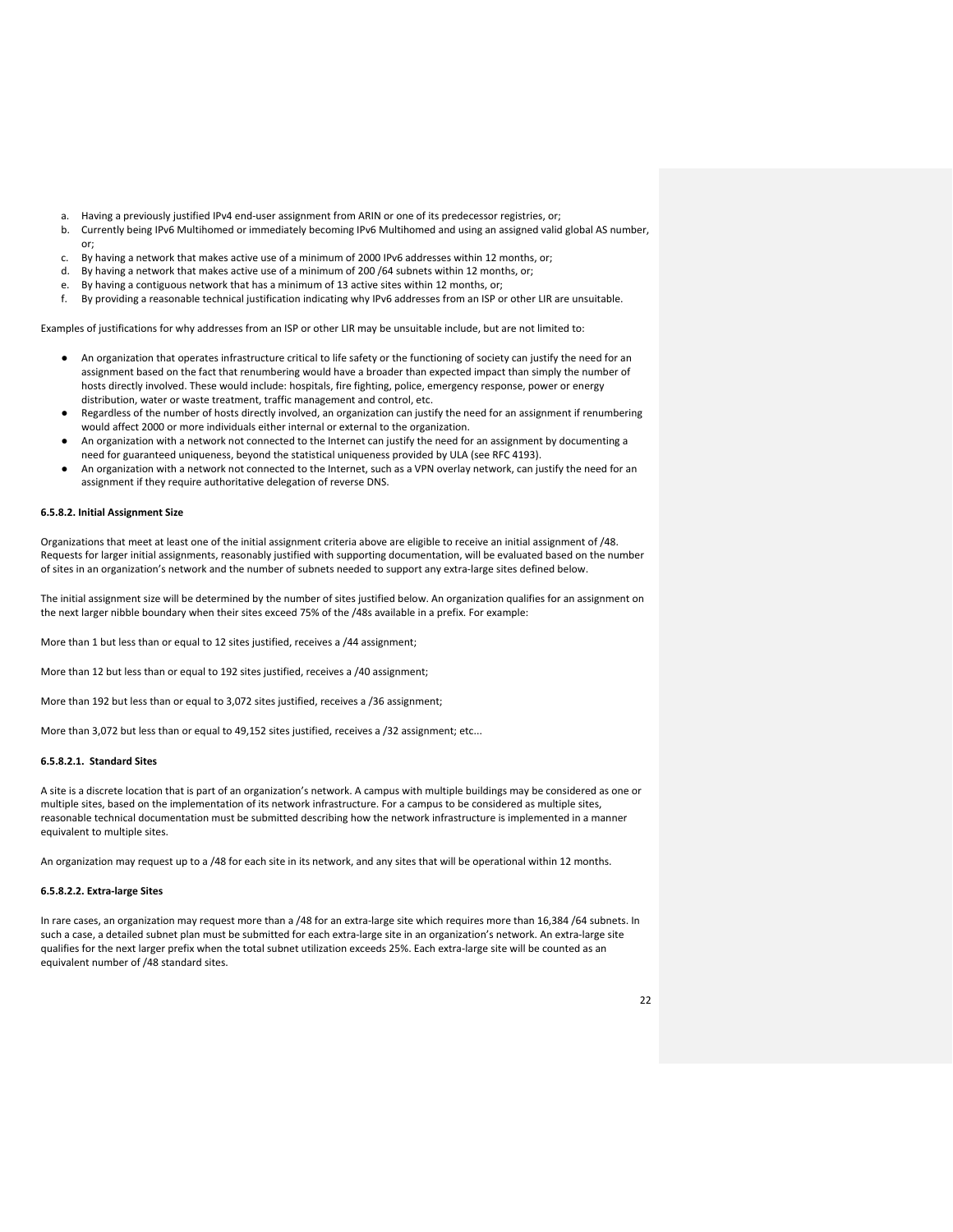a. Having a previously justified IPv4 end-user assignment from ARIN or one of its predecessor registries, or;
b. Currently being IPv6 Multihomed or immediately becoming IPv6 Multihomed and using an assigned valid global AS number, or;
c. By having a network that makes active use of a minimum of 2000 IPv6 addresses within 12 months, or;
d. By having a network that makes active use of a minimum of 200 /64 subnets within 12 months, or;
e. By having a contiguous network that has a minimum of 13 active sites within 12 months, or;
f. By providing a reasonable technical justification indicating why IPv6 addresses from an ISP or other LIR are unsuitable.

Examples of justifications for why addresses from an ISP or other LIR may be unsuitable include, but are not limited to:

- An organization that operates infrastructure critical to life safety or the functioning of society can justify the need for an assignment based on the fact that renumbering would have a broader than expected impact than simply the number of hosts directly involved. These would include: hospitals, fire fighting, police, emergency response, power or energy distribution, water or waste treatment, traffic management and control, etc.
- Regardless of the number of hosts directly involved, an organization can justify the need for an assignment if renumbering would affect 2000 or more individuals either internal or external to the organization.
- An organization with a network not connected to the Internet can justify the need for an assignment by documenting a need for guaranteed uniqueness, beyond the statistical uniqueness provided by ULA (see RFC 4193).
- An organization with a network not connected to the Internet, such as a VPN overlay network, can justify the need for an assignment if they require authoritative delegation of reverse DNS.

**6.5.8.2. Initial Assignment Size**

Organizations that meet at least one of the initial assignment criteria above are eligible to receive an initial assignment of /48. Requests for larger initial assignments, reasonably justified with supporting documentation, will be evaluated based on the number of sites in an organization's network and the number of subnets needed to support any extra-large sites defined below.

The initial assignment size will be determined by the number of sites justified below. An organization qualifies for an assignment on the next larger nibble boundary when their sites exceed 75% of the /48s available in a prefix. For example:

More than 1 but less than or equal to 12 sites justified, receives a /44 assignment;

More than 12 but less than or equal to 192 sites justified, receives a /40 assignment;

More than 192 but less than or equal to 3,072 sites justified, receives a /36 assignment;

More than 3,072 but less than or equal to 49,152 sites justified, receives a /32 assignment; etc...

**6.5.8.2.1. Standard Sites**

A site is a discrete location that is part of an organization's network. A campus with multiple buildings may be considered as one or multiple sites, based on the implementation of its network infrastructure. For a campus to be considered as multiple sites, reasonable technical documentation must be submitted describing how the network infrastructure is implemented in a manner equivalent to multiple sites.

An organization may request up to a /48 for each site in its network, and any sites that will be operational within 12 months.

**6.5.8.2.2. Extra-large Sites**

In rare cases, an organization may request more than a /48 for an extra-large site which requires more than 16,384 /64 subnets. In such a case, a detailed subnet plan must be submitted for each extra-large site in an organization's network. An extra-large site qualifies for the next larger prefix when the total subnet utilization exceeds 25%. Each extra-large site will be counted as an equivalent number of /48 standard sites.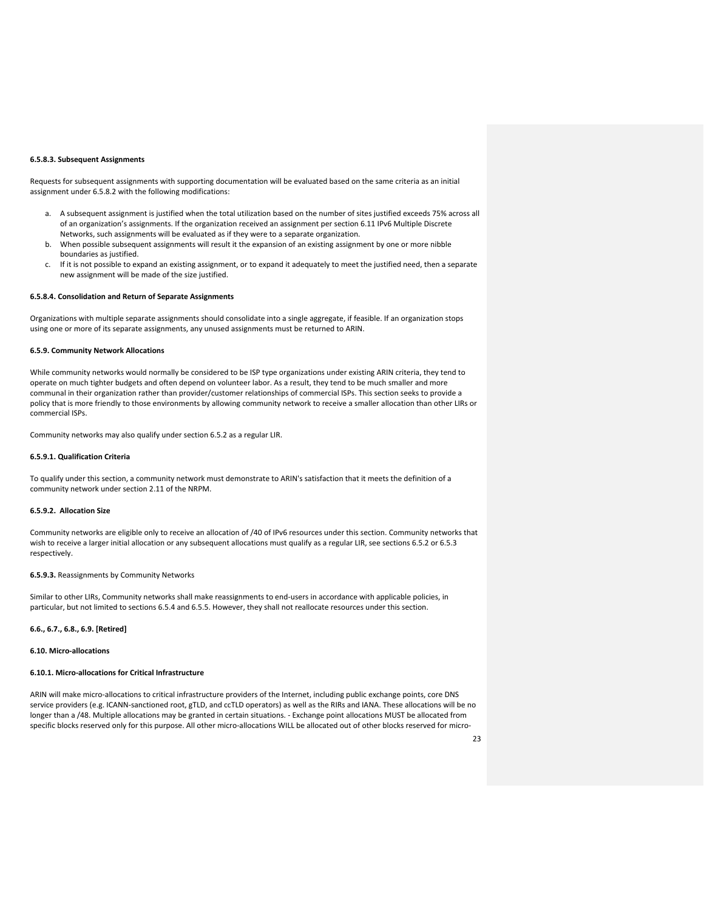#### 6.5.8.3. Subsequent Assignments

Requests for subsequent assignments with supporting documentation will be evaluated based on the same criteria as an initial assignment under 6.5.8.2 with the following modifications:

a. A subsequent assignment is justified when the total utilization based on the number of sites justified exceeds 75% across all of an organization's assignments. If the organization received an assignment per section 6.11 IPv6 Multiple Discrete Networks, such assignments will be evaluated as if they were to a separate organization.
b. When possible subsequent assignments will result it the expansion of an existing assignment by one or more nibble boundaries as justified.
c. If it is not possible to expand an existing assignment, or to expand it adequately to meet the justified need, then a separate new assignment will be made of the size justified.

#### 6.5.8.4. Consolidation and Return of Separate Assignments

Organizations with multiple separate assignments should consolidate into a single aggregate, if feasible. If an organization stops using one or more of its separate assignments, any unused assignments must be returned to ARIN.

#### 6.5.9. Community Network Allocations

While community networks would normally be considered to be ISP type organizations under existing ARIN criteria, they tend to operate on much tighter budgets and often depend on volunteer labor. As a result, they tend to be much smaller and more communal in their organization rather than provider/customer relationships of commercial ISPs. This section seeks to provide a policy that is more friendly to those environments by allowing community network to receive a smaller allocation than other LIRs or commercial ISPs.

Community networks may also qualify under section 6.5.2 as a regular LIR.

#### 6.5.9.1. Qualification Criteria

To qualify under this section, a community network must demonstrate to ARIN's satisfaction that it meets the definition of a community network under section 2.11 of the NRPM.

#### 6.5.9.2. Allocation Size

Community networks are eligible only to receive an allocation of /40 of IPv6 resources under this section. Community networks that wish to receive a larger initial allocation or any subsequent allocations must qualify as a regular LIR, see sections 6.5.2 or 6.5.3 respectively.

#### **6.5.9.3.** Reassignments by Community Networks

Similar to other LIRs, Community networks shall make reassignments to end-users in accordance with applicable policies, in particular, but not limited to sections 6.5.4 and 6.5.5. However, they shall not reallocate resources under this section.

#### 6.6., 6.7., 6.8., 6.9. [Retired]

#### 6.10. Micro-allocations

#### 6.10.1. Micro-allocations for Critical Infrastructure

ARIN will make micro-allocations to critical infrastructure providers of the Internet, including public exchange points, core DNS service providers (e.g. ICANN-sanctioned root, gTLD, and ccTLD operators) as well as the RIRs and IANA. These allocations will be no longer than a /48. Multiple allocations may be granted in certain situations. - Exchange point allocations MUST be allocated from specific blocks reserved only for this purpose. All other micro-allocations WILL be allocated out of other blocks reserved for micro-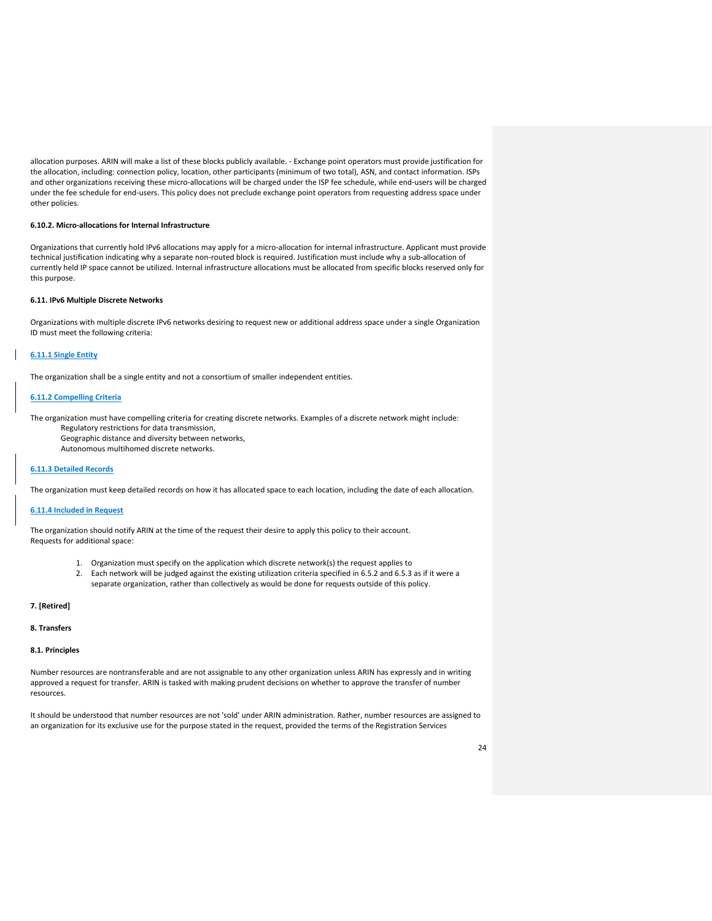allocation purposes. ARIN will make a list of these blocks publicly available. - Exchange point operators must provide justification for the allocation, including: connection policy, location, other participants (minimum of two total), ASN, and contact information. ISPs and other organizations receiving these micro-allocations will be charged under the ISP fee schedule, while end-users will be charged under the fee schedule for end-users. This policy does not preclude exchange point operators from requesting address space under other policies.

#### 6.10.2. Micro-allocations for Internal Infrastructure

Organizations that currently hold IPv6 allocations may apply for a micro-allocation for internal infrastructure. Applicant must provide technical justification indicating why a separate non-routed block is required. Justification must include why a sub-allocation of currently held IP space cannot be utilized. Internal infrastructure allocations must be allocated from specific blocks reserved only for this purpose.

### 6.11. IPv6 Multiple Discrete Networks

Organizations with multiple discrete IPv6 networks desiring to request new or additional address space under a single Organization ID must meet the following criteria:

#### 6.11.1 Single Entity

The organization shall be a single entity and not a consortium of smaller independent entities.

#### 6.11.2 Compelling Criteria

The organization must have compelling criteria for creating discrete networks. Examples of a discrete network might include:

- Regulatory restrictions for data transmission,
- Geographic distance and diversity between networks,
- Autonomous multihomed discrete networks.

#### 6.11.3 Detailed Records

The organization must keep detailed records on how it has allocated space to each location, including the date of each allocation.

#### 6.11.4 Included in Request

The organization should notify ARIN at the time of the request their desire to apply this policy to their account.
Requests for additional space:

1. Organization must specify on the application which discrete network(s) the request applies to
2. Each network will be judged against the existing utilization criteria specified in 6.5.2 and 6.5.3 as if it were a separate organization, rather than collectively as would be done for requests outside of this policy.

## 7. [Retired]

## 8. Transfers

### 8.1. Principles

Number resources are nontransferable and are not assignable to any other organization unless ARIN has expressly and in writing approved a request for transfer. ARIN is tasked with making prudent decisions on whether to approve the transfer of number resources.

It should be understood that number resources are not 'sold' under ARIN administration. Rather, number resources are assigned to an organization for its exclusive use for the purpose stated in the request, provided the terms of the Registration Services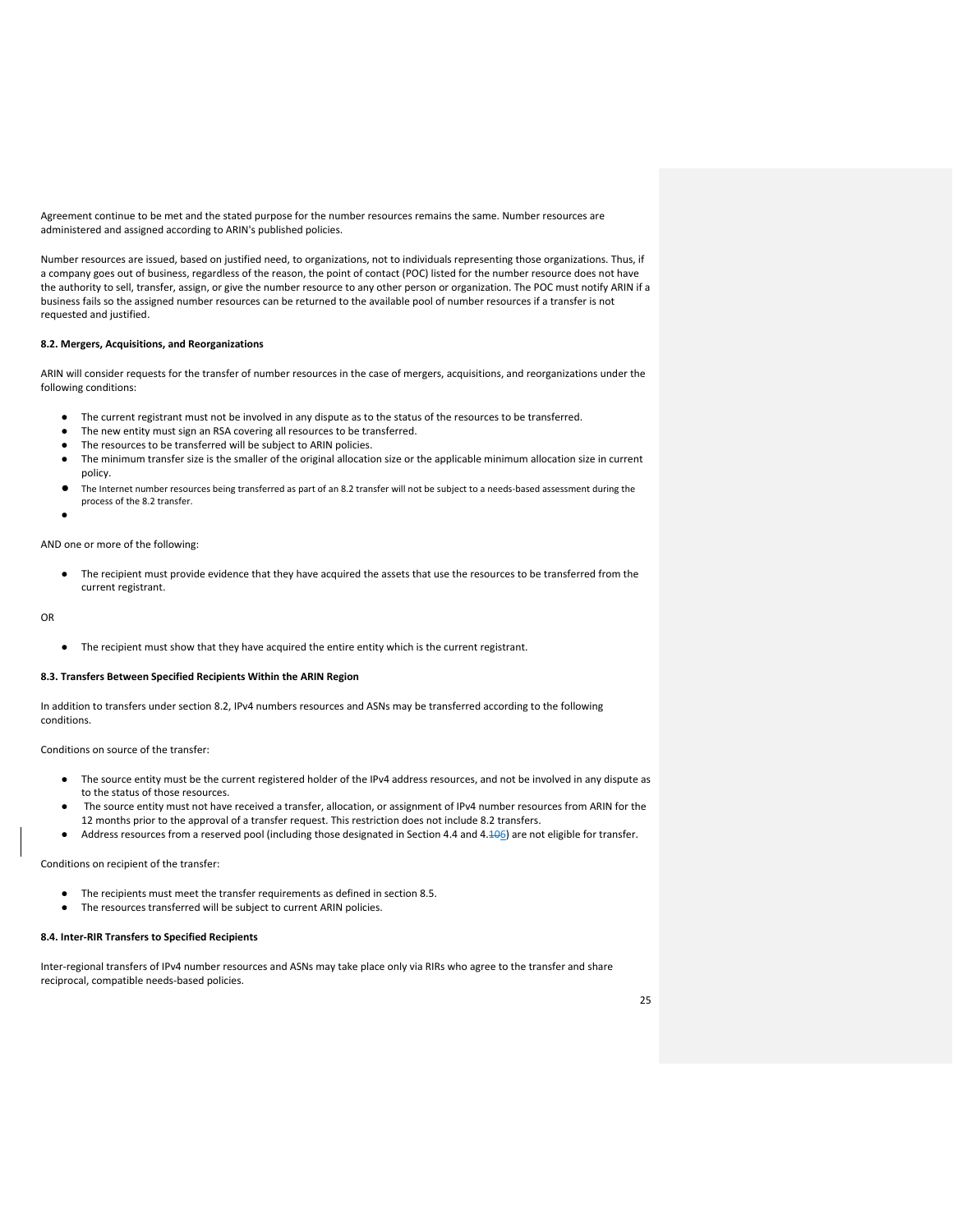Agreement continue to be met and the stated purpose for the number resources remains the same. Number resources are administered and assigned according to ARIN's published policies.

Number resources are issued, based on justified need, to organizations, not to individuals representing those organizations. Thus, if a company goes out of business, regardless of the reason, the point of contact (POC) listed for the number resource does not have the authority to sell, transfer, assign, or give the number resource to any other person or organization. The POC must notify ARIN if a business fails so the assigned number resources can be returned to the available pool of number resources if a transfer is not requested and justified.

**8.2. Mergers, Acquisitions, and Reorganizations**

ARIN will consider requests for the transfer of number resources in the case of mergers, acquisitions, and reorganizations under the following conditions:

- The current registrant must not be involved in any dispute as to the status of the resources to be transferred.
- The new entity must sign an RSA covering all resources to be transferred.
- The resources to be transferred will be subject to ARIN policies.
- The minimum transfer size is the smaller of the original allocation size or the applicable minimum allocation size in current policy.
- The Internet number resources being transferred as part of an 8.2 transfer will not be subject to a needs-based assessment during the process of the 8.2 transfer.

AND one or more of the following:

- The recipient must provide evidence that they have acquired the assets that use the resources to be transferred from the current registrant.

OR

- The recipient must show that they have acquired the entire entity which is the current registrant.

**8.3. Transfers Between Specified Recipients Within the ARIN Region**

In addition to transfers under section 8.2, IPv4 numbers resources and ASNs may be transferred according to the following conditions.

Conditions on source of the transfer:

- The source entity must be the current registered holder of the IPv4 address resources, and not be involved in any dispute as to the status of those resources.
- The source entity must not have received a transfer, allocation, or assignment of IPv4 number resources from ARIN for the 12 months prior to the approval of a transfer request. This restriction does not include 8.2 transfers.
- Address resources from a reserved pool (including those designated in Section 4.4 and 4.~~10~~6) are not eligible for transfer.

Conditions on recipient of the transfer:

- The recipients must meet the transfer requirements as defined in section 8.5.
- The resources transferred will be subject to current ARIN policies.

**8.4. Inter-RIR Transfers to Specified Recipients**

Inter-regional transfers of IPv4 number resources and ASNs may take place only via RIRs who agree to the transfer and share reciprocal, compatible needs-based policies.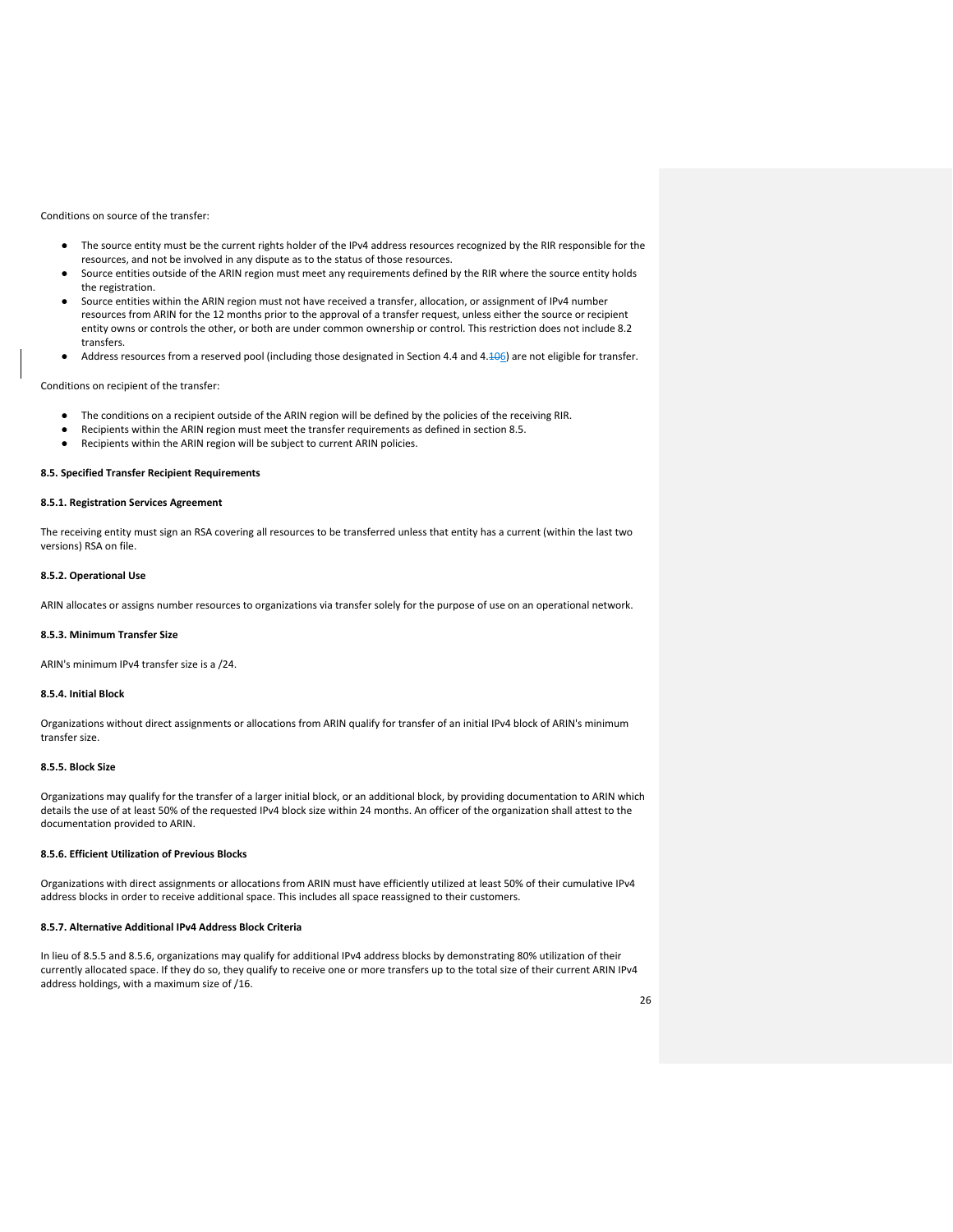Conditions on source of the transfer:

- The source entity must be the current rights holder of the IPv4 address resources recognized by the RIR responsible for the resources, and not be involved in any dispute as to the status of those resources.
- Source entities outside of the ARIN region must meet any requirements defined by the RIR where the source entity holds the registration.
- Source entities within the ARIN region must not have received a transfer, allocation, or assignment of IPv4 number resources from ARIN for the 12 months prior to the approval of a transfer request, unless either the source or recipient entity owns or controls the other, or both are under common ownership or control. This restriction does not include 8.2 transfers.
- Address resources from a reserved pool (including those designated in Section 4.4 and 4.~~10~~6) are not eligible for transfer.

Conditions on recipient of the transfer:

- The conditions on a recipient outside of the ARIN region will be defined by the policies of the receiving RIR.
- Recipients within the ARIN region must meet the transfer requirements as defined in section 8.5.
- Recipients within the ARIN region will be subject to current ARIN policies.

### 8.5. Specified Transfer Recipient Requirements

#### 8.5.1. Registration Services Agreement

The receiving entity must sign an RSA covering all resources to be transferred unless that entity has a current (within the last two versions) RSA on file.

#### 8.5.2. Operational Use

ARIN allocates or assigns number resources to organizations via transfer solely for the purpose of use on an operational network.

#### 8.5.3. Minimum Transfer Size

ARIN's minimum IPv4 transfer size is a /24.

#### 8.5.4. Initial Block

Organizations without direct assignments or allocations from ARIN qualify for transfer of an initial IPv4 block of ARIN's minimum transfer size.

#### 8.5.5. Block Size

Organizations may qualify for the transfer of a larger initial block, or an additional block, by providing documentation to ARIN which details the use of at least 50% of the requested IPv4 block size within 24 months. An officer of the organization shall attest to the documentation provided to ARIN.

#### 8.5.6. Efficient Utilization of Previous Blocks

Organizations with direct assignments or allocations from ARIN must have efficiently utilized at least 50% of their cumulative IPv4 address blocks in order to receive additional space. This includes all space reassigned to their customers.

#### 8.5.7. Alternative Additional IPv4 Address Block Criteria

In lieu of 8.5.5 and 8.5.6, organizations may qualify for additional IPv4 address blocks by demonstrating 80% utilization of their currently allocated space. If they do so, they qualify to receive one or more transfers up to the total size of their current ARIN IPv4 address holdings, with a maximum size of /16.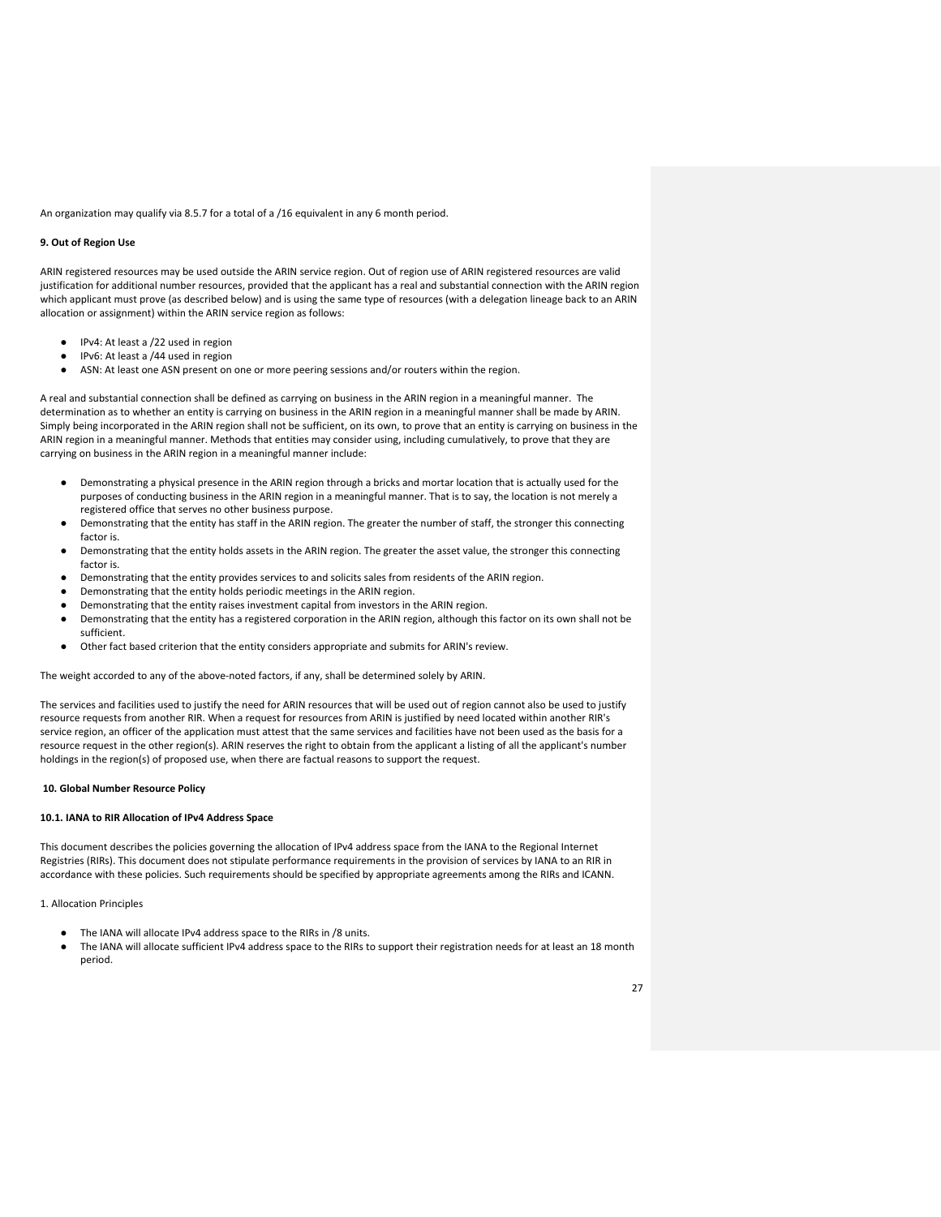An organization may qualify via 8.5.7 for a total of a /16 equivalent in any 6 month period.

**9. Out of Region Use**

ARIN registered resources may be used outside the ARIN service region. Out of region use of ARIN registered resources are valid justification for additional number resources, provided that the applicant has a real and substantial connection with the ARIN region which applicant must prove (as described below) and is using the same type of resources (with a delegation lineage back to an ARIN allocation or assignment) within the ARIN service region as follows:

- IPv4: At least a /22 used in region
- IPv6: At least a /44 used in region
- ASN: At least one ASN present on one or more peering sessions and/or routers within the region.

A real and substantial connection shall be defined as carrying on business in the ARIN region in a meaningful manner. The determination as to whether an entity is carrying on business in the ARIN region in a meaningful manner shall be made by ARIN. Simply being incorporated in the ARIN region shall not be sufficient, on its own, to prove that an entity is carrying on business in the ARIN region in a meaningful manner. Methods that entities may consider using, including cumulatively, to prove that they are carrying on business in the ARIN region in a meaningful manner include:

- Demonstrating a physical presence in the ARIN region through a bricks and mortar location that is actually used for the purposes of conducting business in the ARIN region in a meaningful manner. That is to say, the location is not merely a registered office that serves no other business purpose.
- Demonstrating that the entity has staff in the ARIN region. The greater the number of staff, the stronger this connecting factor is.
- Demonstrating that the entity holds assets in the ARIN region. The greater the asset value, the stronger this connecting factor is.
- Demonstrating that the entity provides services to and solicits sales from residents of the ARIN region.
- Demonstrating that the entity holds periodic meetings in the ARIN region.
- Demonstrating that the entity raises investment capital from investors in the ARIN region.
- Demonstrating that the entity has a registered corporation in the ARIN region, although this factor on its own shall not be sufficient.
- Other fact based criterion that the entity considers appropriate and submits for ARIN's review.

The weight accorded to any of the above-noted factors, if any, shall be determined solely by ARIN.

The services and facilities used to justify the need for ARIN resources that will be used out of region cannot also be used to justify resource requests from another RIR. When a request for resources from ARIN is justified by need located within another RIR's service region, an officer of the application must attest that the same services and facilities have not been used as the basis for a resource request in the other region(s). ARIN reserves the right to obtain from the applicant a listing of all the applicant's number holdings in the region(s) of proposed use, when there are factual reasons to support the request.

**10. Global Number Resource Policy**

**10.1. IANA to RIR Allocation of IPv4 Address Space**

This document describes the policies governing the allocation of IPv4 address space from the IANA to the Regional Internet Registries (RIRs). This document does not stipulate performance requirements in the provision of services by IANA to an RIR in accordance with these policies. Such requirements should be specified by appropriate agreements among the RIRs and ICANN.

1. Allocation Principles

- The IANA will allocate IPv4 address space to the RIRs in /8 units.
- The IANA will allocate sufficient IPv4 address space to the RIRs to support their registration needs for at least an 18 month period.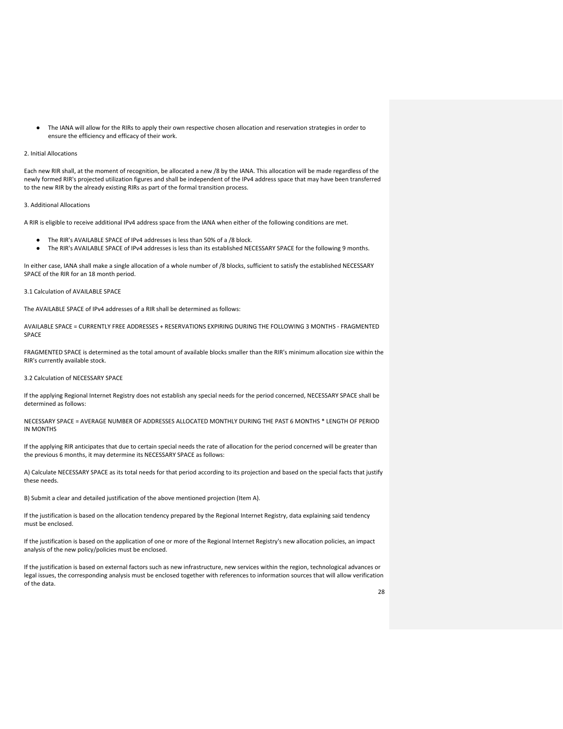- The IANA will allow for the RIRs to apply their own respective chosen allocation and reservation strategies in order to ensure the efficiency and efficacy of their work.

2. Initial Allocations

Each new RIR shall, at the moment of recognition, be allocated a new /8 by the IANA. This allocation will be made regardless of the newly formed RIR's projected utilization figures and shall be independent of the IPv4 address space that may have been transferred to the new RIR by the already existing RIRs as part of the formal transition process.

3. Additional Allocations

A RIR is eligible to receive additional IPv4 address space from the IANA when either of the following conditions are met.

- The RIR's AVAILABLE SPACE of IPv4 addresses is less than 50% of a /8 block.
- The RIR's AVAILABLE SPACE of IPv4 addresses is less than its established NECESSARY SPACE for the following 9 months.

In either case, IANA shall make a single allocation of a whole number of /8 blocks, sufficient to satisfy the established NECESSARY SPACE of the RIR for an 18 month period.

3.1 Calculation of AVAILABLE SPACE

The AVAILABLE SPACE of IPv4 addresses of a RIR shall be determined as follows:

AVAILABLE SPACE = CURRENTLY FREE ADDRESSES + RESERVATIONS EXPIRING DURING THE FOLLOWING 3 MONTHS - FRAGMENTED SPACE

FRAGMENTED SPACE is determined as the total amount of available blocks smaller than the RIR's minimum allocation size within the RIR's currently available stock.

3.2 Calculation of NECESSARY SPACE

If the applying Regional Internet Registry does not establish any special needs for the period concerned, NECESSARY SPACE shall be determined as follows:

NECESSARY SPACE = AVERAGE NUMBER OF ADDRESSES ALLOCATED MONTHLY DURING THE PAST 6 MONTHS * LENGTH OF PERIOD IN MONTHS

If the applying RIR anticipates that due to certain special needs the rate of allocation for the period concerned will be greater than the previous 6 months, it may determine its NECESSARY SPACE as follows:

A) Calculate NECESSARY SPACE as its total needs for that period according to its projection and based on the special facts that justify these needs.

B) Submit a clear and detailed justification of the above mentioned projection (Item A).

If the justification is based on the allocation tendency prepared by the Regional Internet Registry, data explaining said tendency must be enclosed.

If the justification is based on the application of one or more of the Regional Internet Registry's new allocation policies, an impact analysis of the new policy/policies must be enclosed.

If the justification is based on external factors such as new infrastructure, new services within the region, technological advances or legal issues, the corresponding analysis must be enclosed together with references to information sources that will allow verification of the data.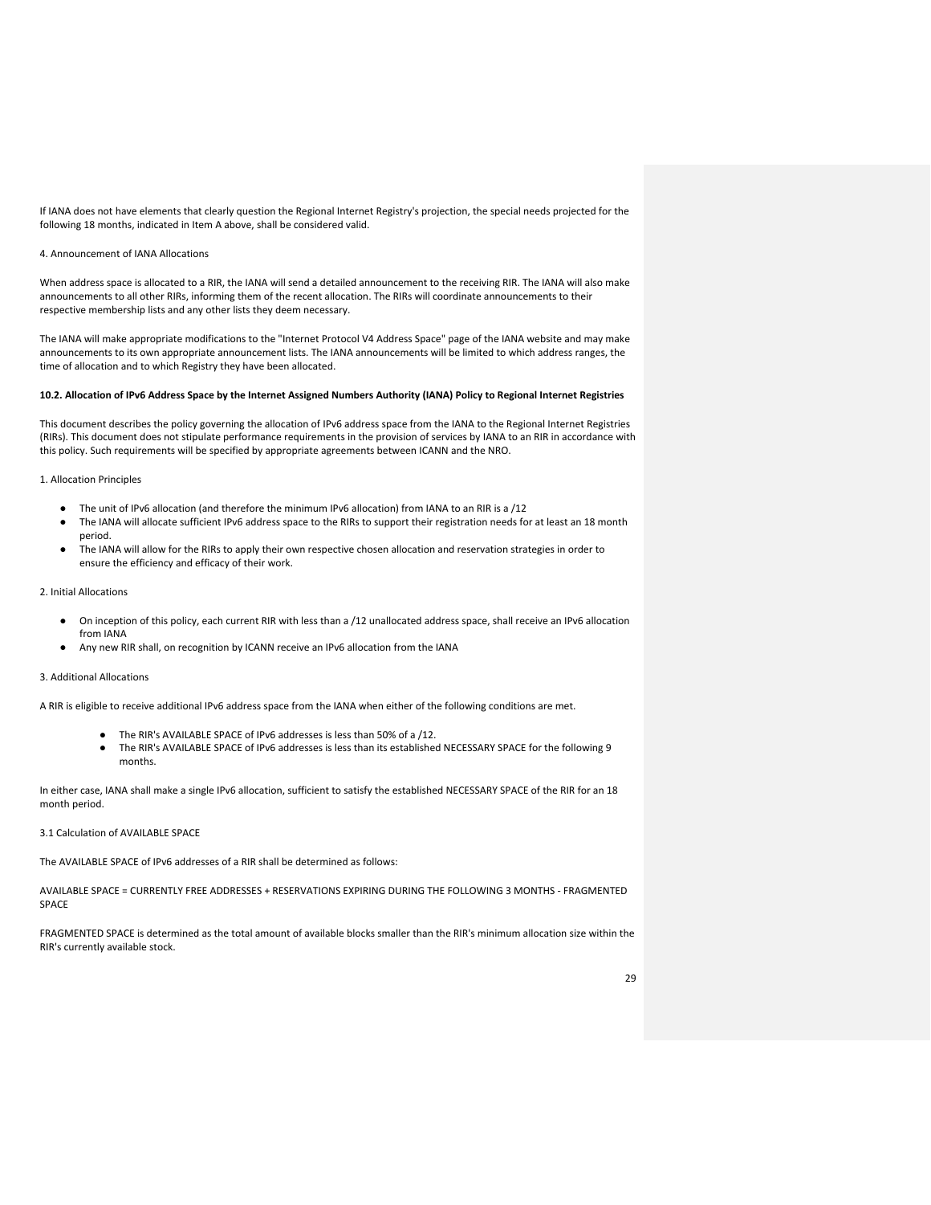If IANA does not have elements that clearly question the Regional Internet Registry's projection, the special needs projected for the following 18 months, indicated in Item A above, shall be considered valid.

4. Announcement of IANA Allocations

When address space is allocated to a RIR, the IANA will send a detailed announcement to the receiving RIR. The IANA will also make announcements to all other RIRs, informing them of the recent allocation. The RIRs will coordinate announcements to their respective membership lists and any other lists they deem necessary.

The IANA will make appropriate modifications to the "Internet Protocol V4 Address Space" page of the IANA website and may make announcements to its own appropriate announcement lists. The IANA announcements will be limited to which address ranges, the time of allocation and to which Registry they have been allocated.

**10.2. Allocation of IPv6 Address Space by the Internet Assigned Numbers Authority (IANA) Policy to Regional Internet Registries**

This document describes the policy governing the allocation of IPv6 address space from the IANA to the Regional Internet Registries (RIRs). This document does not stipulate performance requirements in the provision of services by IANA to an RIR in accordance with this policy. Such requirements will be specified by appropriate agreements between ICANN and the NRO.

1. Allocation Principles

- The unit of IPv6 allocation (and therefore the minimum IPv6 allocation) from IANA to an RIR is a /12
- The IANA will allocate sufficient IPv6 address space to the RIRs to support their registration needs for at least an 18 month period.
- The IANA will allow for the RIRs to apply their own respective chosen allocation and reservation strategies in order to ensure the efficiency and efficacy of their work.

2. Initial Allocations

- On inception of this policy, each current RIR with less than a /12 unallocated address space, shall receive an IPv6 allocation from IANA
- Any new RIR shall, on recognition by ICANN receive an IPv6 allocation from the IANA

3. Additional Allocations

A RIR is eligible to receive additional IPv6 address space from the IANA when either of the following conditions are met.

- The RIR's AVAILABLE SPACE of IPv6 addresses is less than 50% of a /12.
- The RIR's AVAILABLE SPACE of IPv6 addresses is less than its established NECESSARY SPACE for the following 9 months.

In either case, IANA shall make a single IPv6 allocation, sufficient to satisfy the established NECESSARY SPACE of the RIR for an 18 month period.

3.1 Calculation of AVAILABLE SPACE

The AVAILABLE SPACE of IPv6 addresses of a RIR shall be determined as follows:

AVAILABLE SPACE = CURRENTLY FREE ADDRESSES + RESERVATIONS EXPIRING DURING THE FOLLOWING 3 MONTHS - FRAGMENTED SPACE

FRAGMENTED SPACE is determined as the total amount of available blocks smaller than the RIR's minimum allocation size within the RIR's currently available stock.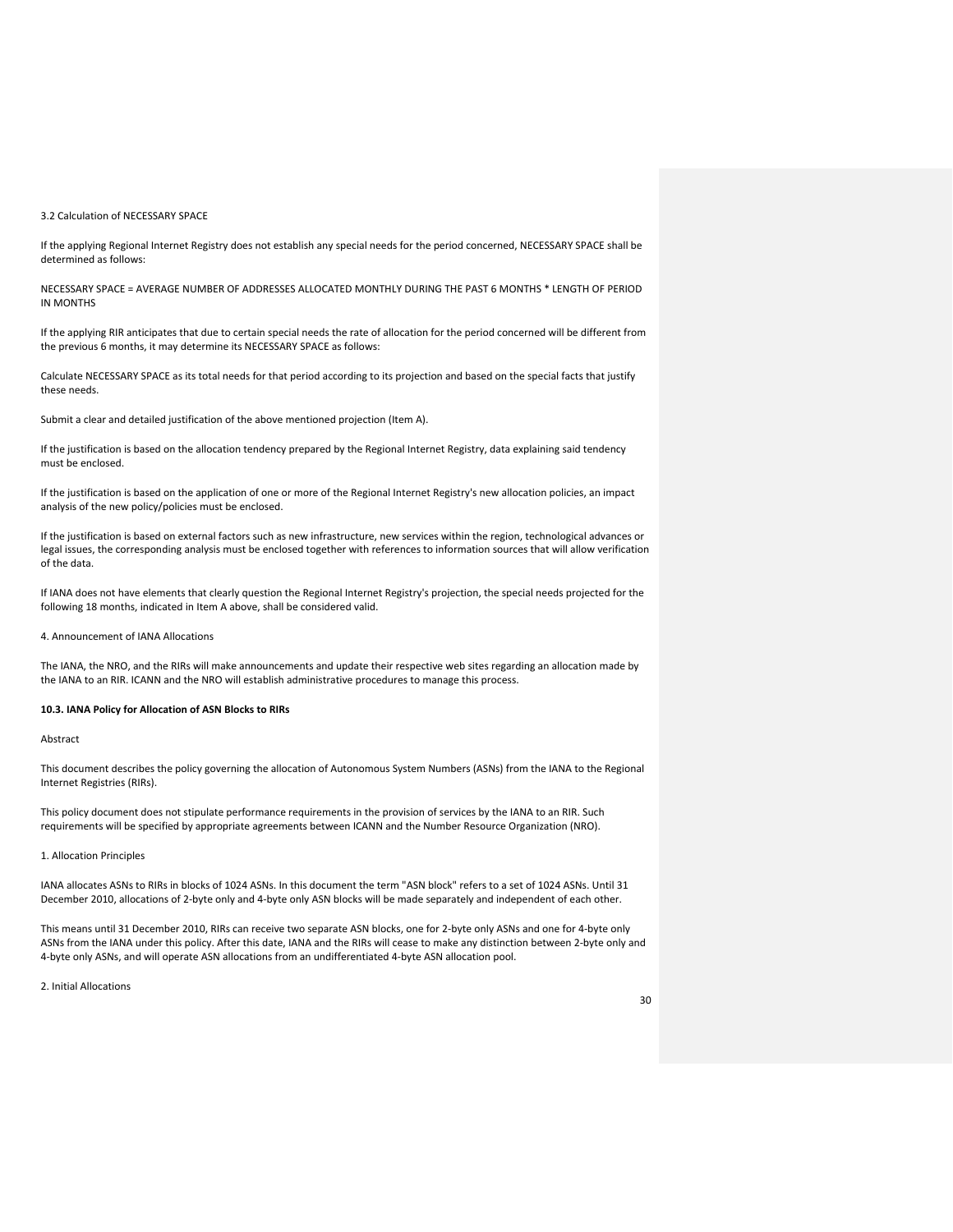3.2 Calculation of NECESSARY SPACE

If the applying Regional Internet Registry does not establish any special needs for the period concerned, NECESSARY SPACE shall be determined as follows:

NECESSARY SPACE = AVERAGE NUMBER OF ADDRESSES ALLOCATED MONTHLY DURING THE PAST 6 MONTHS * LENGTH OF PERIOD IN MONTHS

If the applying RIR anticipates that due to certain special needs the rate of allocation for the period concerned will be different from the previous 6 months, it may determine its NECESSARY SPACE as follows:

Calculate NECESSARY SPACE as its total needs for that period according to its projection and based on the special facts that justify these needs.

Submit a clear and detailed justification of the above mentioned projection (Item A).

If the justification is based on the allocation tendency prepared by the Regional Internet Registry, data explaining said tendency must be enclosed.

If the justification is based on the application of one or more of the Regional Internet Registry's new allocation policies, an impact analysis of the new policy/policies must be enclosed.

If the justification is based on external factors such as new infrastructure, new services within the region, technological advances or legal issues, the corresponding analysis must be enclosed together with references to information sources that will allow verification of the data.

If IANA does not have elements that clearly question the Regional Internet Registry's projection, the special needs projected for the following 18 months, indicated in Item A above, shall be considered valid.

4. Announcement of IANA Allocations

The IANA, the NRO, and the RIRs will make announcements and update their respective web sites regarding an allocation made by the IANA to an RIR. ICANN and the NRO will establish administrative procedures to manage this process.

**10.3. IANA Policy for Allocation of ASN Blocks to RIRs**

Abstract

This document describes the policy governing the allocation of Autonomous System Numbers (ASNs) from the IANA to the Regional Internet Registries (RIRs).

This policy document does not stipulate performance requirements in the provision of services by the IANA to an RIR. Such requirements will be specified by appropriate agreements between ICANN and the Number Resource Organization (NRO).

1. Allocation Principles

IANA allocates ASNs to RIRs in blocks of 1024 ASNs. In this document the term "ASN block" refers to a set of 1024 ASNs. Until 31 December 2010, allocations of 2-byte only and 4-byte only ASN blocks will be made separately and independent of each other.

This means until 31 December 2010, RIRs can receive two separate ASN blocks, one for 2-byte only ASNs and one for 4-byte only ASNs from the IANA under this policy. After this date, IANA and the RIRs will cease to make any distinction between 2-byte only and 4-byte only ASNs, and will operate ASN allocations from an undifferentiated 4-byte ASN allocation pool.

2. Initial Allocations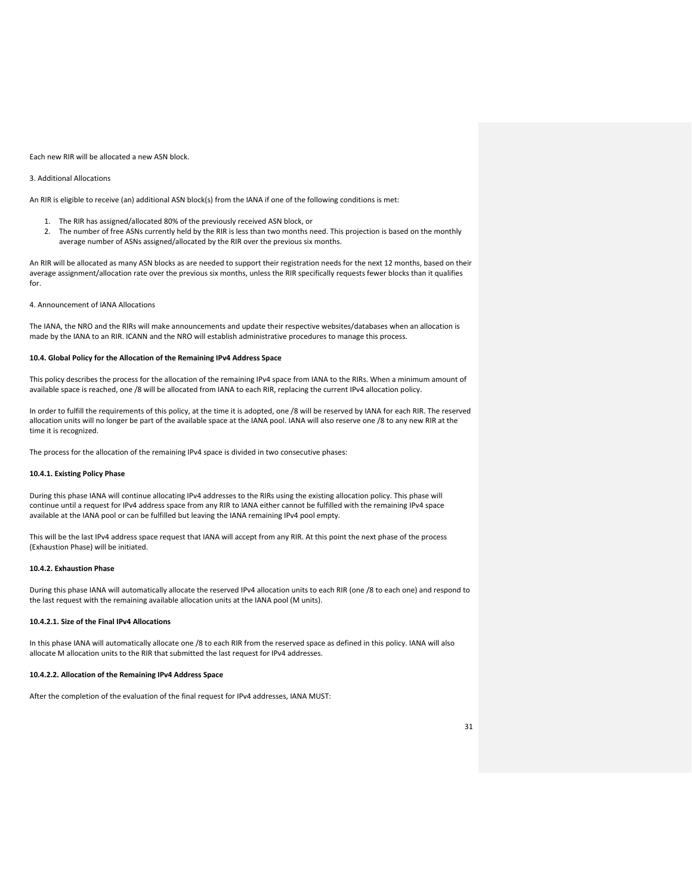Each new RIR will be allocated a new ASN block.

3. Additional Allocations

An RIR is eligible to receive (an) additional ASN block(s) from the IANA if one of the following conditions is met:

1. The RIR has assigned/allocated 80% of the previously received ASN block, or
2. The number of free ASNs currently held by the RIR is less than two months need. This projection is based on the monthly average number of ASNs assigned/allocated by the RIR over the previous six months.

An RIR will be allocated as many ASN blocks as are needed to support their registration needs for the next 12 months, based on their average assignment/allocation rate over the previous six months, unless the RIR specifically requests fewer blocks than it qualifies for.

4. Announcement of IANA Allocations

The IANA, the NRO and the RIRs will make announcements and update their respective websites/databases when an allocation is made by the IANA to an RIR. ICANN and the NRO will establish administrative procedures to manage this process.

**10.4. Global Policy for the Allocation of the Remaining IPv4 Address Space**

This policy describes the process for the allocation of the remaining IPv4 space from IANA to the RIRs. When a minimum amount of available space is reached, one /8 will be allocated from IANA to each RIR, replacing the current IPv4 allocation policy.

In order to fulfill the requirements of this policy, at the time it is adopted, one /8 will be reserved by IANA for each RIR. The reserved allocation units will no longer be part of the available space at the IANA pool. IANA will also reserve one /8 to any new RIR at the time it is recognized.

The process for the allocation of the remaining IPv4 space is divided in two consecutive phases:

**10.4.1. Existing Policy Phase**

During this phase IANA will continue allocating IPv4 addresses to the RIRs using the existing allocation policy. This phase will continue until a request for IPv4 address space from any RIR to IANA either cannot be fulfilled with the remaining IPv4 space available at the IANA pool or can be fulfilled but leaving the IANA remaining IPv4 pool empty.

This will be the last IPv4 address space request that IANA will accept from any RIR. At this point the next phase of the process (Exhaustion Phase) will be initiated.

**10.4.2. Exhaustion Phase**

During this phase IANA will automatically allocate the reserved IPv4 allocation units to each RIR (one /8 to each one) and respond to the last request with the remaining available allocation units at the IANA pool (M units).

**10.4.2.1. Size of the Final IPv4 Allocations**

In this phase IANA will automatically allocate one /8 to each RIR from the reserved space as defined in this policy. IANA will also allocate M allocation units to the RIR that submitted the last request for IPv4 addresses.

**10.4.2.2. Allocation of the Remaining IPv4 Address Space**

After the completion of the evaluation of the final request for IPv4 addresses, IANA MUST: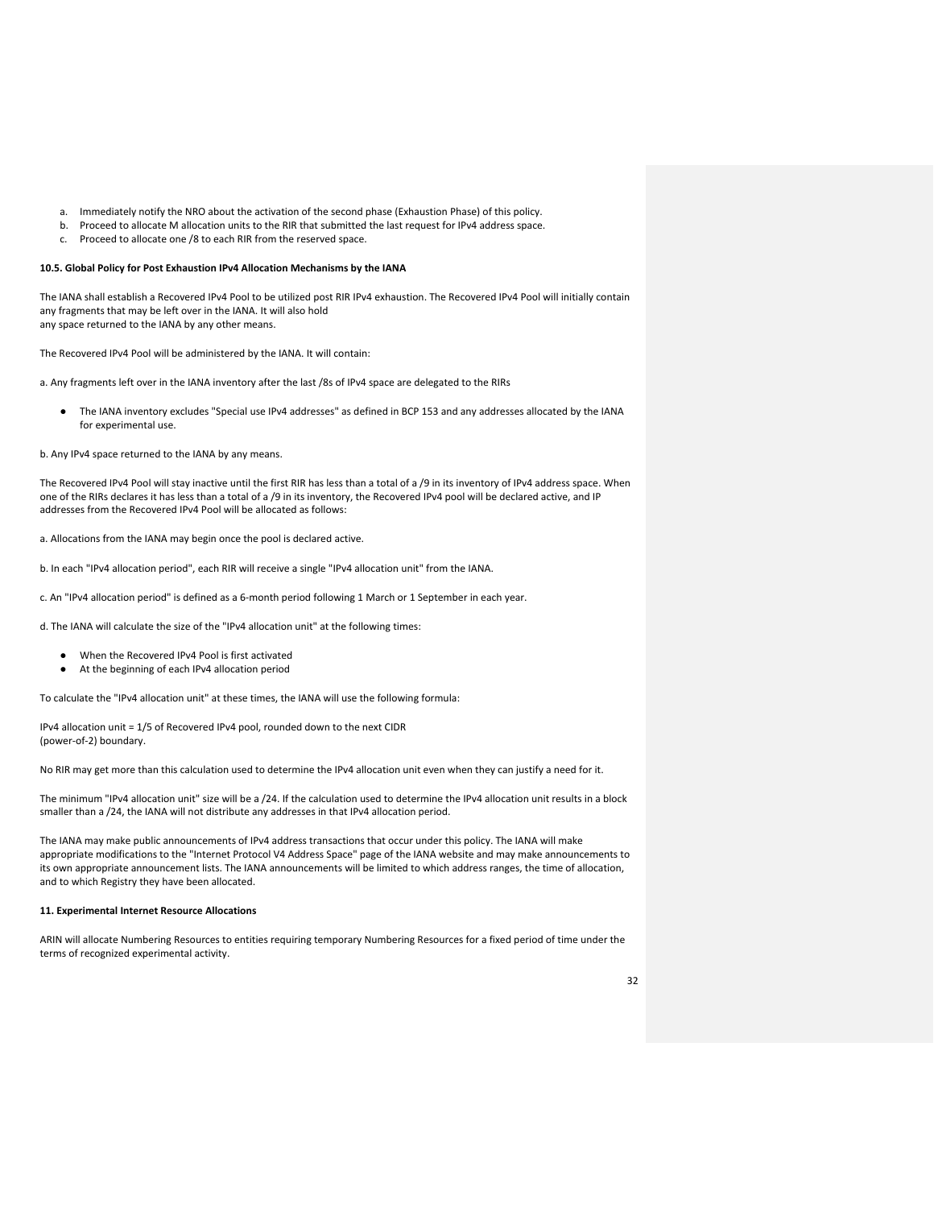a. Immediately notify the NRO about the activation of the second phase (Exhaustion Phase) of this policy.
b. Proceed to allocate M allocation units to the RIR that submitted the last request for IPv4 address space.
c. Proceed to allocate one /8 to each RIR from the reserved space.

**10.5. Global Policy for Post Exhaustion IPv4 Allocation Mechanisms by the IANA**

The IANA shall establish a Recovered IPv4 Pool to be utilized post RIR IPv4 exhaustion. The Recovered IPv4 Pool will initially contain any fragments that may be left over in the IANA. It will also hold any space returned to the IANA by any other means.

The Recovered IPv4 Pool will be administered by the IANA. It will contain:

a. Any fragments left over in the IANA inventory after the last /8s of IPv4 space are delegated to the RIRs

- The IANA inventory excludes "Special use IPv4 addresses" as defined in BCP 153 and any addresses allocated by the IANA for experimental use.

b. Any IPv4 space returned to the IANA by any means.

The Recovered IPv4 Pool will stay inactive until the first RIR has less than a total of a /9 in its inventory of IPv4 address space. When one of the RIRs declares it has less than a total of a /9 in its inventory, the Recovered IPv4 pool will be declared active, and IP addresses from the Recovered IPv4 Pool will be allocated as follows:

a. Allocations from the IANA may begin once the pool is declared active.

b. In each "IPv4 allocation period", each RIR will receive a single "IPv4 allocation unit" from the IANA.

c. An "IPv4 allocation period" is defined as a 6-month period following 1 March or 1 September in each year.

d. The IANA will calculate the size of the "IPv4 allocation unit" at the following times:

- When the Recovered IPv4 Pool is first activated
- At the beginning of each IPv4 allocation period

To calculate the "IPv4 allocation unit" at these times, the IANA will use the following formula:

IPv4 allocation unit = 1/5 of Recovered IPv4 pool, rounded down to the next CIDR (power-of-2) boundary.

No RIR may get more than this calculation used to determine the IPv4 allocation unit even when they can justify a need for it.

The minimum "IPv4 allocation unit" size will be a /24. If the calculation used to determine the IPv4 allocation unit results in a block smaller than a /24, the IANA will not distribute any addresses in that IPv4 allocation period.

The IANA may make public announcements of IPv4 address transactions that occur under this policy. The IANA will make appropriate modifications to the "Internet Protocol V4 Address Space" page of the IANA website and may make announcements to its own appropriate announcement lists. The IANA announcements will be limited to which address ranges, the time of allocation, and to which Registry they have been allocated.

**11. Experimental Internet Resource Allocations**

ARIN will allocate Numbering Resources to entities requiring temporary Numbering Resources for a fixed period of time under the terms of recognized experimental activity.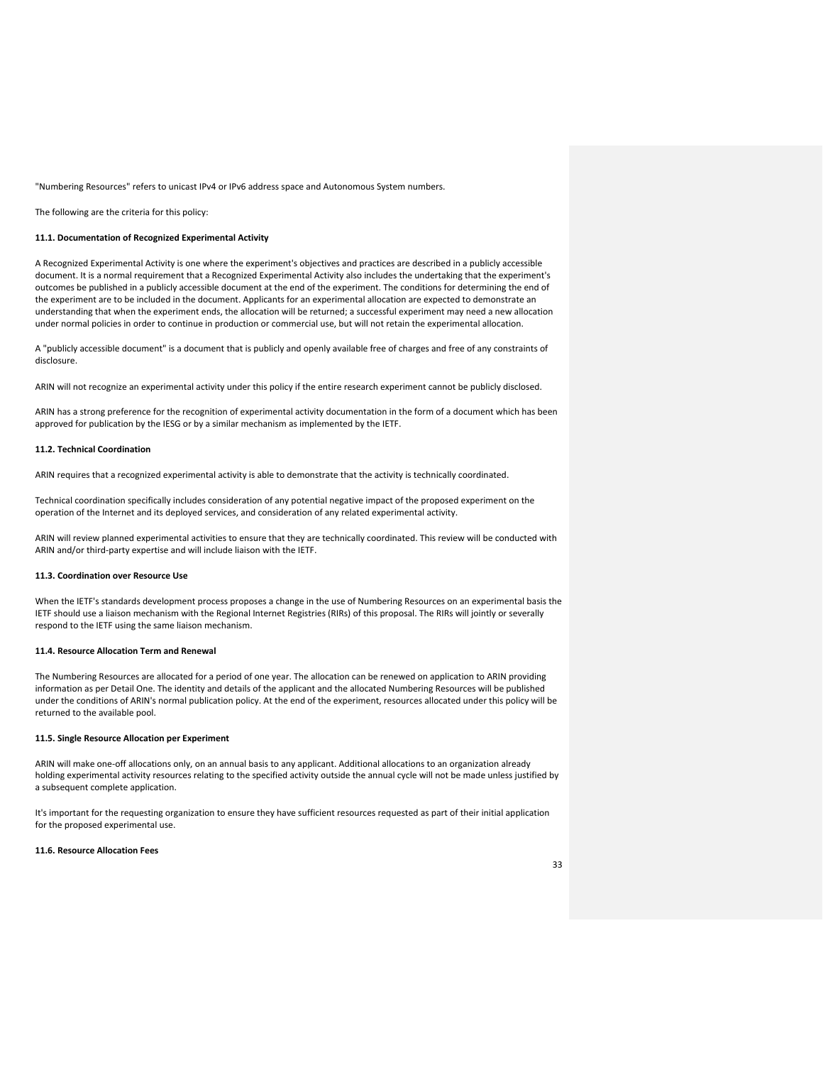"Numbering Resources" refers to unicast IPv4 or IPv6 address space and Autonomous System numbers.

The following are the criteria for this policy:

**11.1. Documentation of Recognized Experimental Activity**

A Recognized Experimental Activity is one where the experiment's objectives and practices are described in a publicly accessible document. It is a normal requirement that a Recognized Experimental Activity also includes the undertaking that the experiment's outcomes be published in a publicly accessible document at the end of the experiment. The conditions for determining the end of the experiment are to be included in the document. Applicants for an experimental allocation are expected to demonstrate an understanding that when the experiment ends, the allocation will be returned; a successful experiment may need a new allocation under normal policies in order to continue in production or commercial use, but will not retain the experimental allocation.

A "publicly accessible document" is a document that is publicly and openly available free of charges and free of any constraints of disclosure.

ARIN will not recognize an experimental activity under this policy if the entire research experiment cannot be publicly disclosed.

ARIN has a strong preference for the recognition of experimental activity documentation in the form of a document which has been approved for publication by the IESG or by a similar mechanism as implemented by the IETF.

**11.2. Technical Coordination**

ARIN requires that a recognized experimental activity is able to demonstrate that the activity is technically coordinated.

Technical coordination specifically includes consideration of any potential negative impact of the proposed experiment on the operation of the Internet and its deployed services, and consideration of any related experimental activity.

ARIN will review planned experimental activities to ensure that they are technically coordinated. This review will be conducted with ARIN and/or third-party expertise and will include liaison with the IETF.

**11.3. Coordination over Resource Use**

When the IETF's standards development process proposes a change in the use of Numbering Resources on an experimental basis the IETF should use a liaison mechanism with the Regional Internet Registries (RIRs) of this proposal. The RIRs will jointly or severally respond to the IETF using the same liaison mechanism.

**11.4. Resource Allocation Term and Renewal**

The Numbering Resources are allocated for a period of one year. The allocation can be renewed on application to ARIN providing information as per Detail One. The identity and details of the applicant and the allocated Numbering Resources will be published under the conditions of ARIN's normal publication policy. At the end of the experiment, resources allocated under this policy will be returned to the available pool.

**11.5. Single Resource Allocation per Experiment**

ARIN will make one-off allocations only, on an annual basis to any applicant. Additional allocations to an organization already holding experimental activity resources relating to the specified activity outside the annual cycle will not be made unless justified by a subsequent complete application.

It's important for the requesting organization to ensure they have sufficient resources requested as part of their initial application for the proposed experimental use.

**11.6. Resource Allocation Fees**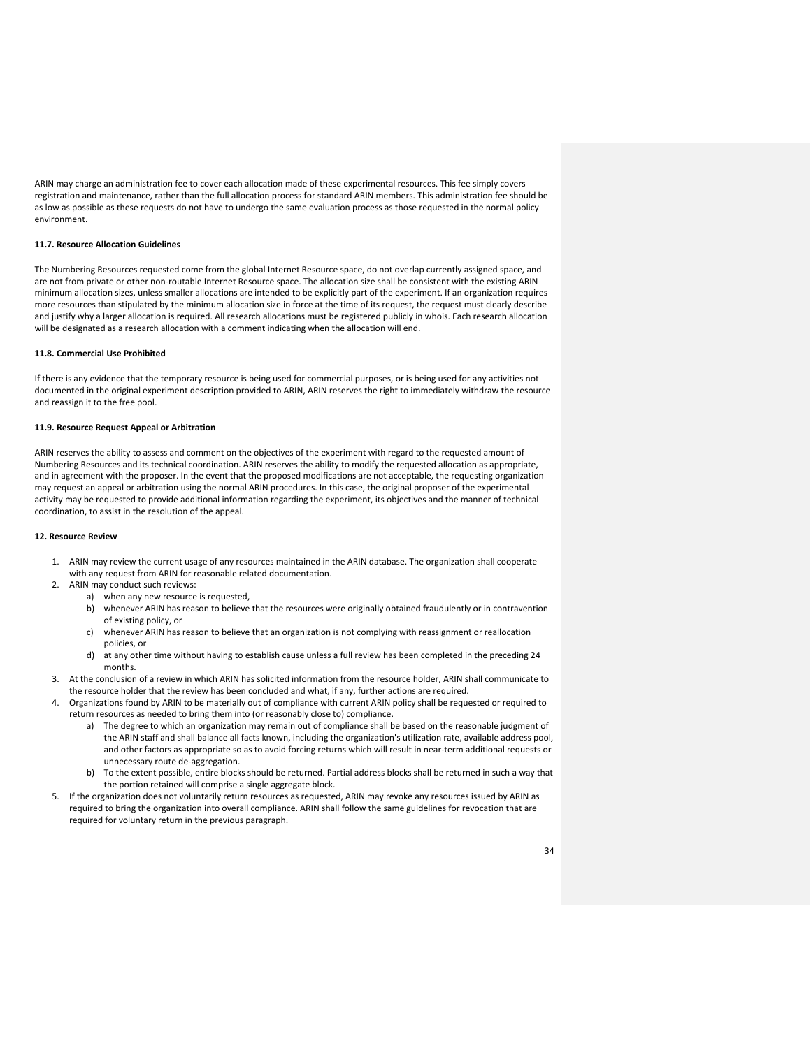ARIN may charge an administration fee to cover each allocation made of these experimental resources. This fee simply covers registration and maintenance, rather than the full allocation process for standard ARIN members. This administration fee should be as low as possible as these requests do not have to undergo the same evaluation process as those requested in the normal policy environment.

**11.7. Resource Allocation Guidelines**

The Numbering Resources requested come from the global Internet Resource space, do not overlap currently assigned space, and are not from private or other non-routable Internet Resource space. The allocation size shall be consistent with the existing ARIN minimum allocation sizes, unless smaller allocations are intended to be explicitly part of the experiment. If an organization requires more resources than stipulated by the minimum allocation size in force at the time of its request, the request must clearly describe and justify why a larger allocation is required. All research allocations must be registered publicly in whois. Each research allocation will be designated as a research allocation with a comment indicating when the allocation will end.

**11.8. Commercial Use Prohibited**

If there is any evidence that the temporary resource is being used for commercial purposes, or is being used for any activities not documented in the original experiment description provided to ARIN, ARIN reserves the right to immediately withdraw the resource and reassign it to the free pool.

**11.9. Resource Request Appeal or Arbitration**

ARIN reserves the ability to assess and comment on the objectives of the experiment with regard to the requested amount of Numbering Resources and its technical coordination. ARIN reserves the ability to modify the requested allocation as appropriate, and in agreement with the proposer. In the event that the proposed modifications are not acceptable, the requesting organization may request an appeal or arbitration using the normal ARIN procedures. In this case, the original proposer of the experimental activity may be requested to provide additional information regarding the experiment, its objectives and the manner of technical coordination, to assist in the resolution of the appeal.

**12. Resource Review**

1. ARIN may review the current usage of any resources maintained in the ARIN database. The organization shall cooperate with any request from ARIN for reasonable related documentation.
2. ARIN may conduct such reviews:
    a) when any new resource is requested,
    b) whenever ARIN has reason to believe that the resources were originally obtained fraudulently or in contravention of existing policy, or
    c) whenever ARIN has reason to believe that an organization is not complying with reassignment or reallocation policies, or
    d) at any other time without having to establish cause unless a full review has been completed in the preceding 24 months.
3. At the conclusion of a review in which ARIN has solicited information from the resource holder, ARIN shall communicate to the resource holder that the review has been concluded and what, if any, further actions are required.
4. Organizations found by ARIN to be materially out of compliance with current ARIN policy shall be requested or required to return resources as needed to bring them into (or reasonably close to) compliance.
    a) The degree to which an organization may remain out of compliance shall be based on the reasonable judgment of the ARIN staff and shall balance all facts known, including the organization's utilization rate, available address pool, and other factors as appropriate so as to avoid forcing returns which will result in near-term additional requests or unnecessary route de-aggregation.
    b) To the extent possible, entire blocks should be returned. Partial address blocks shall be returned in such a way that the portion retained will comprise a single aggregate block.
5. If the organization does not voluntarily return resources as requested, ARIN may revoke any resources issued by ARIN as required to bring the organization into overall compliance. ARIN shall follow the same guidelines for revocation that are required for voluntary return in the previous paragraph.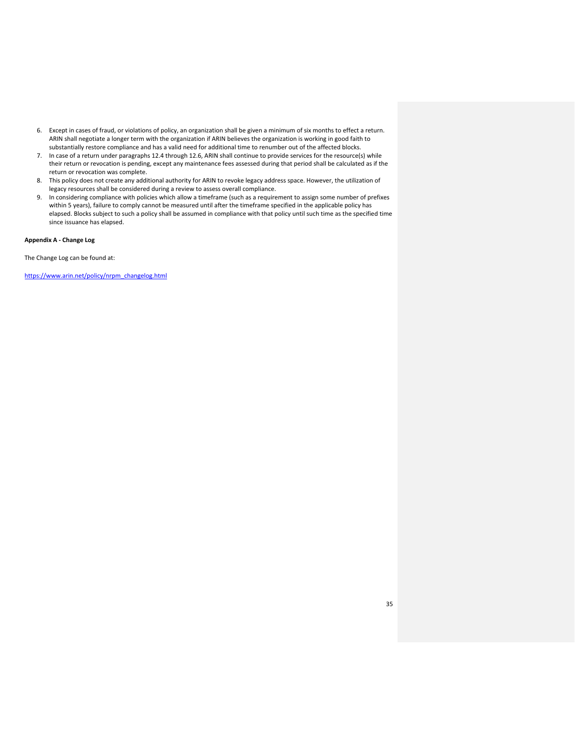6. Except in cases of fraud, or violations of policy, an organization shall be given a minimum of six months to effect a return. ARIN shall negotiate a longer term with the organization if ARIN believes the organization is working in good faith to substantially restore compliance and has a valid need for additional time to renumber out of the affected blocks.
7. In case of a return under paragraphs 12.4 through 12.6, ARIN shall continue to provide services for the resource(s) while their return or revocation is pending, except any maintenance fees assessed during that period shall be calculated as if the return or revocation was complete.
8. This policy does not create any additional authority for ARIN to revoke legacy address space. However, the utilization of legacy resources shall be considered during a review to assess overall compliance.
9. In considering compliance with policies which allow a timeframe (such as a requirement to assign some number of prefixes within 5 years), failure to comply cannot be measured until after the timeframe specified in the applicable policy has elapsed. Blocks subject to such a policy shall be assumed in compliance with that policy until such time as the specified time since issuance has elapsed.

**Appendix A - Change Log**

The Change Log can be found at:

https://www.arin.net/policy/nrpm_changelog.html